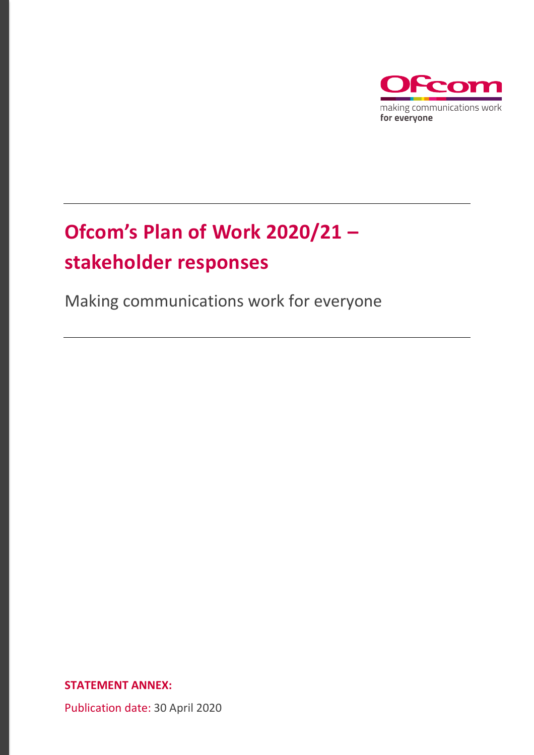Ofcom

making communications work
**for everyone**

# Ofcom's Plan of Work 2020/21 – stakeholder responses

Making communications work for everyone

**STATEMENT ANNEX:**

Publication date: 30 April 2020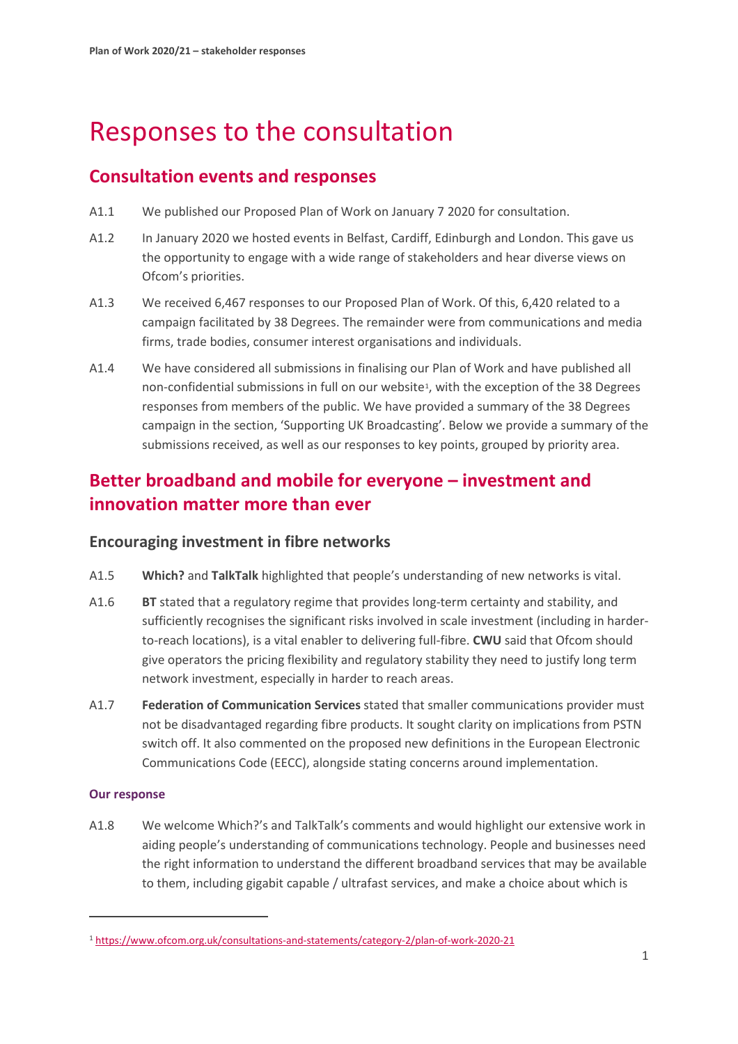# Responses to the consultation

## Consultation events and responses

A1.1 We published our Proposed Plan of Work on January 7 2020 for consultation.

A1.2 In January 2020 we hosted events in Belfast, Cardiff, Edinburgh and London. This gave us the opportunity to engage with a wide range of stakeholders and hear diverse views on Ofcom's priorities.

A1.3 We received 6,467 responses to our Proposed Plan of Work. Of this, 6,420 related to a campaign facilitated by 38 Degrees. The remainder were from communications and media firms, trade bodies, consumer interest organisations and individuals.

A1.4 We have considered all submissions in finalising our Plan of Work and have published all non-confidential submissions in full on our website[1], with the exception of the 38 Degrees responses from members of the public. We have provided a summary of the 38 Degrees campaign in the section, 'Supporting UK Broadcasting'. Below we provide a summary of the submissions received, as well as our responses to key points, grouped by priority area.

## Better broadband and mobile for everyone – investment and innovation matter more than ever

### Encouraging investment in fibre networks

A1.5 **Which?** and **TalkTalk** highlighted that people's understanding of new networks is vital.

A1.6 **BT** stated that a regulatory regime that provides long-term certainty and stability, and sufficiently recognises the significant risks involved in scale investment (including in harder-to-reach locations), is a vital enabler to delivering full-fibre. **CWU** said that Ofcom should give operators the pricing flexibility and regulatory stability they need to justify long term network investment, especially in harder to reach areas.

A1.7 **Federation of Communication Services** stated that smaller communications provider must not be disadvantaged regarding fibre products. It sought clarity on implications from PSTN switch off. It also commented on the proposed new definitions in the European Electronic Communications Code (EECC), alongside stating concerns around implementation.

#### Our response

A1.8 We welcome Which?'s and TalkTalk's comments and would highlight our extensive work in aiding people's understanding of communications technology. People and businesses need the right information to understand the different broadband services that may be available to them, including gigabit capable / ultrafast services, and make a choice about which is

---

[1] https://www.ofcom.org.uk/consultations-and-statements/category-2/plan-of-work-2020-21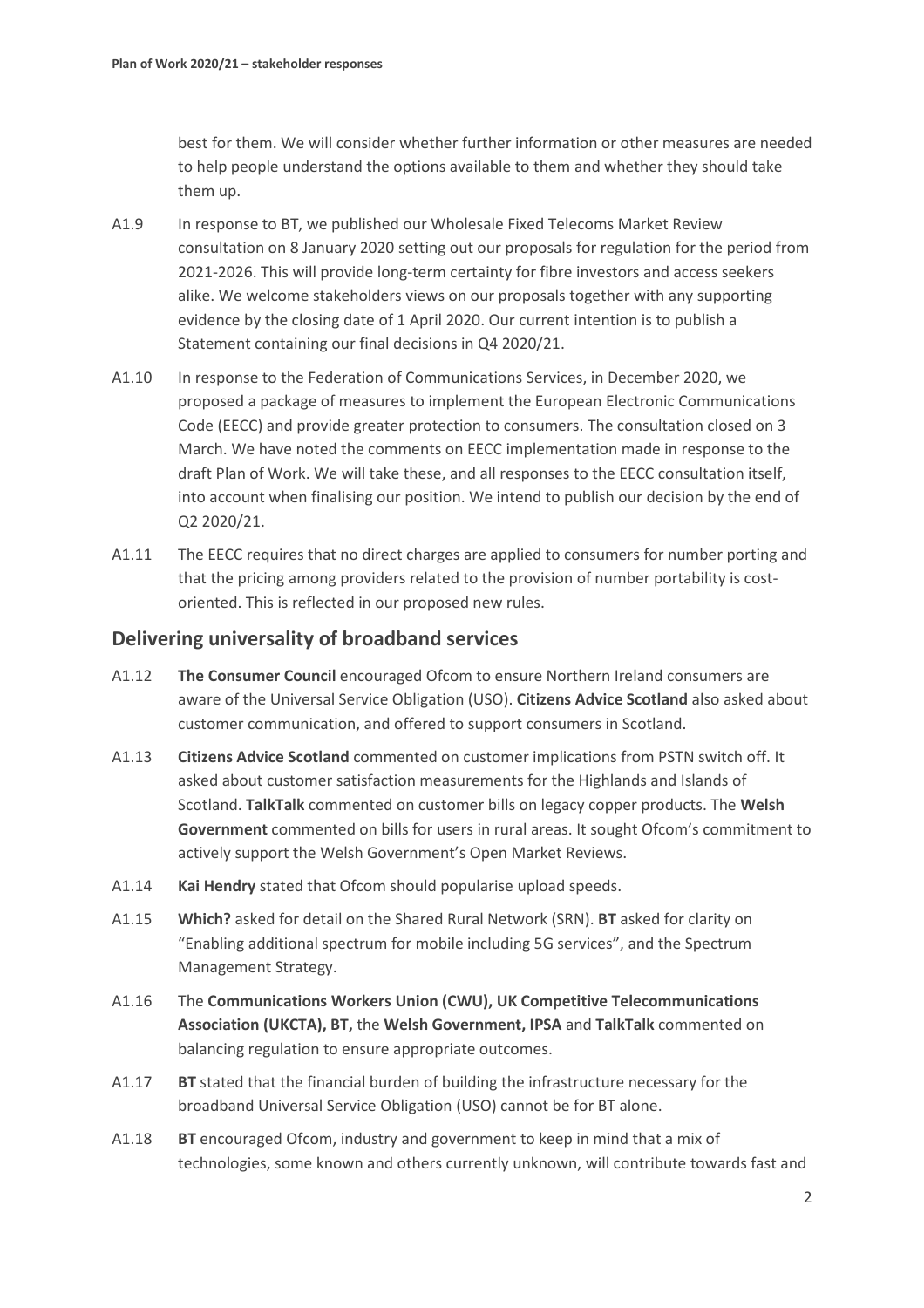best for them. We will consider whether further information or other measures are needed to help people understand the options available to them and whether they should take them up.

A1.9 In response to BT, we published our Wholesale Fixed Telecoms Market Review consultation on 8 January 2020 setting out our proposals for regulation for the period from 2021-2026. This will provide long-term certainty for fibre investors and access seekers alike. We welcome stakeholders views on our proposals together with any supporting evidence by the closing date of 1 April 2020. Our current intention is to publish a Statement containing our final decisions in Q4 2020/21.

A1.10 In response to the Federation of Communications Services, in December 2020, we proposed a package of measures to implement the European Electronic Communications Code (EECC) and provide greater protection to consumers. The consultation closed on 3 March. We have noted the comments on EECC implementation made in response to the draft Plan of Work. We will take these, and all responses to the EECC consultation itself, into account when finalising our position. We intend to publish our decision by the end of Q2 2020/21.

A1.11 The EECC requires that no direct charges are applied to consumers for number porting and that the pricing among providers related to the provision of number portability is cost-oriented. This is reflected in our proposed new rules.

## Delivering universality of broadband services

A1.12 **The Consumer Council** encouraged Ofcom to ensure Northern Ireland consumers are aware of the Universal Service Obligation (USO). **Citizens Advice Scotland** also asked about customer communication, and offered to support consumers in Scotland.

A1.13 **Citizens Advice Scotland** commented on customer implications from PSTN switch off. It asked about customer satisfaction measurements for the Highlands and Islands of Scotland. **TalkTalk** commented on customer bills on legacy copper products. The **Welsh Government** commented on bills for users in rural areas. It sought Ofcom's commitment to actively support the Welsh Government's Open Market Reviews.

A1.14 **Kai Hendry** stated that Ofcom should popularise upload speeds.

A1.15 **Which?** asked for detail on the Shared Rural Network (SRN). **BT** asked for clarity on "Enabling additional spectrum for mobile including 5G services", and the Spectrum Management Strategy.

A1.16 The **Communications Workers Union (CWU), UK Competitive Telecommunications Association (UKCTA), BT,** the **Welsh Government, IPSA** and **TalkTalk** commented on balancing regulation to ensure appropriate outcomes.

A1.17 **BT** stated that the financial burden of building the infrastructure necessary for the broadband Universal Service Obligation (USO) cannot be for BT alone.

A1.18 **BT** encouraged Ofcom, industry and government to keep in mind that a mix of technologies, some known and others currently unknown, will contribute towards fast and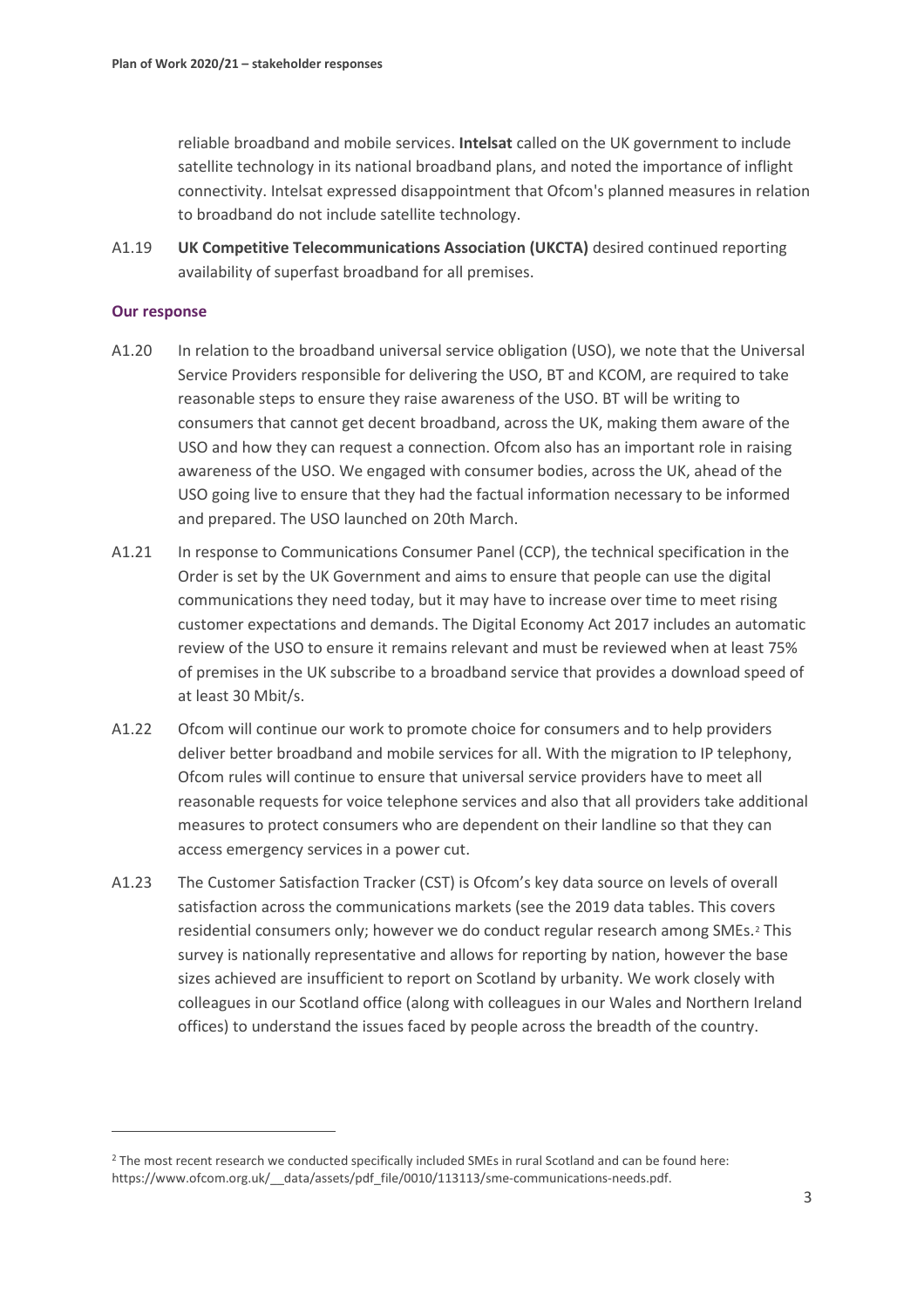reliable broadband and mobile services. **Intelsat** called on the UK government to include satellite technology in its national broadband plans, and noted the importance of inflight connectivity. Intelsat expressed disappointment that Ofcom's planned measures in relation to broadband do not include satellite technology.

A1.19 **UK Competitive Telecommunications Association (UKCTA)** desired continued reporting availability of superfast broadband for all premises.

### Our response

A1.20 In relation to the broadband universal service obligation (USO), we note that the Universal Service Providers responsible for delivering the USO, BT and KCOM, are required to take reasonable steps to ensure they raise awareness of the USO. BT will be writing to consumers that cannot get decent broadband, across the UK, making them aware of the USO and how they can request a connection. Ofcom also has an important role in raising awareness of the USO. We engaged with consumer bodies, across the UK, ahead of the USO going live to ensure that they had the factual information necessary to be informed and prepared. The USO launched on 20th March.

A1.21 In response to Communications Consumer Panel (CCP), the technical specification in the Order is set by the UK Government and aims to ensure that people can use the digital communications they need today, but it may have to increase over time to meet rising customer expectations and demands. The Digital Economy Act 2017 includes an automatic review of the USO to ensure it remains relevant and must be reviewed when at least 75% of premises in the UK subscribe to a broadband service that provides a download speed of at least 30 Mbit/s.

A1.22 Ofcom will continue our work to promote choice for consumers and to help providers deliver better broadband and mobile services for all. With the migration to IP telephony, Ofcom rules will continue to ensure that universal service providers have to meet all reasonable requests for voice telephone services and also that all providers take additional measures to protect consumers who are dependent on their landline so that they can access emergency services in a power cut.

A1.23 The Customer Satisfaction Tracker (CST) is Ofcom's key data source on levels of overall satisfaction across the communications markets (see the 2019 data tables. This covers residential consumers only; however we do conduct regular research among SMEs.[2] This survey is nationally representative and allows for reporting by nation, however the base sizes achieved are insufficient to report on Scotland by urbanity. We work closely with colleagues in our Scotland office (along with colleagues in our Wales and Northern Ireland offices) to understand the issues faced by people across the breadth of the country.

[2] The most recent research we conducted specifically included SMEs in rural Scotland and can be found here: https://www.ofcom.org.uk/__data/assets/pdf_file/0010/113113/sme-communications-needs.pdf.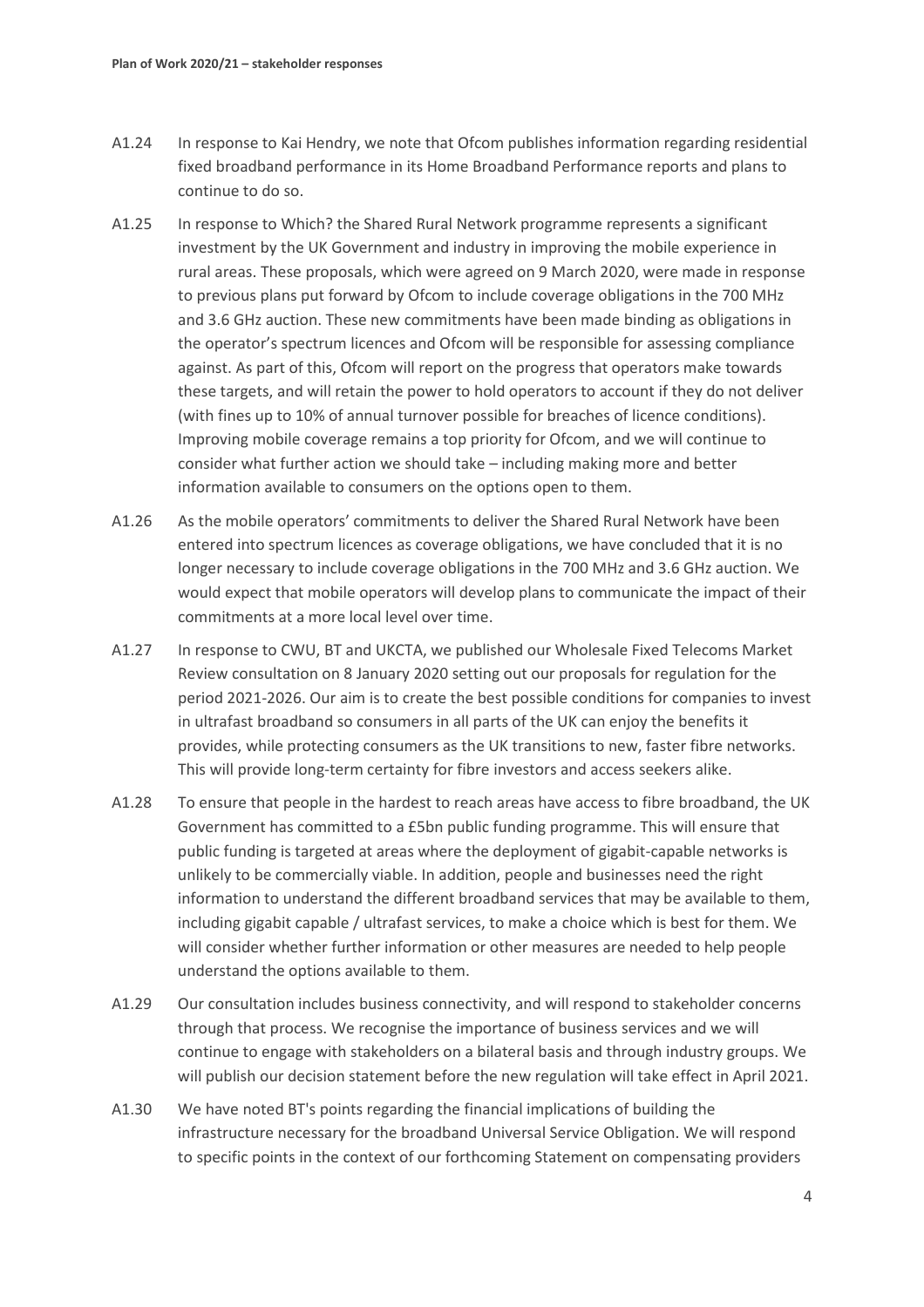A1.24 In response to Kai Hendry, we note that Ofcom publishes information regarding residential fixed broadband performance in its Home Broadband Performance reports and plans to continue to do so.

A1.25 In response to Which? the Shared Rural Network programme represents a significant investment by the UK Government and industry in improving the mobile experience in rural areas. These proposals, which were agreed on 9 March 2020, were made in response to previous plans put forward by Ofcom to include coverage obligations in the 700 MHz and 3.6 GHz auction. These new commitments have been made binding as obligations in the operator's spectrum licences and Ofcom will be responsible for assessing compliance against. As part of this, Ofcom will report on the progress that operators make towards these targets, and will retain the power to hold operators to account if they do not deliver (with fines up to 10% of annual turnover possible for breaches of licence conditions). Improving mobile coverage remains a top priority for Ofcom, and we will continue to consider what further action we should take – including making more and better information available to consumers on the options open to them.

A1.26 As the mobile operators' commitments to deliver the Shared Rural Network have been entered into spectrum licences as coverage obligations, we have concluded that it is no longer necessary to include coverage obligations in the 700 MHz and 3.6 GHz auction. We would expect that mobile operators will develop plans to communicate the impact of their commitments at a more local level over time.

A1.27 In response to CWU, BT and UKCTA, we published our Wholesale Fixed Telecoms Market Review consultation on 8 January 2020 setting out our proposals for regulation for the period 2021-2026. Our aim is to create the best possible conditions for companies to invest in ultrafast broadband so consumers in all parts of the UK can enjoy the benefits it provides, while protecting consumers as the UK transitions to new, faster fibre networks. This will provide long-term certainty for fibre investors and access seekers alike.

A1.28 To ensure that people in the hardest to reach areas have access to fibre broadband, the UK Government has committed to a £5bn public funding programme. This will ensure that public funding is targeted at areas where the deployment of gigabit-capable networks is unlikely to be commercially viable. In addition, people and businesses need the right information to understand the different broadband services that may be available to them, including gigabit capable / ultrafast services, to make a choice which is best for them. We will consider whether further information or other measures are needed to help people understand the options available to them.

A1.29 Our consultation includes business connectivity, and will respond to stakeholder concerns through that process. We recognise the importance of business services and we will continue to engage with stakeholders on a bilateral basis and through industry groups. We will publish our decision statement before the new regulation will take effect in April 2021.

A1.30 We have noted BT's points regarding the financial implications of building the infrastructure necessary for the broadband Universal Service Obligation. We will respond to specific points in the context of our forthcoming Statement on compensating providers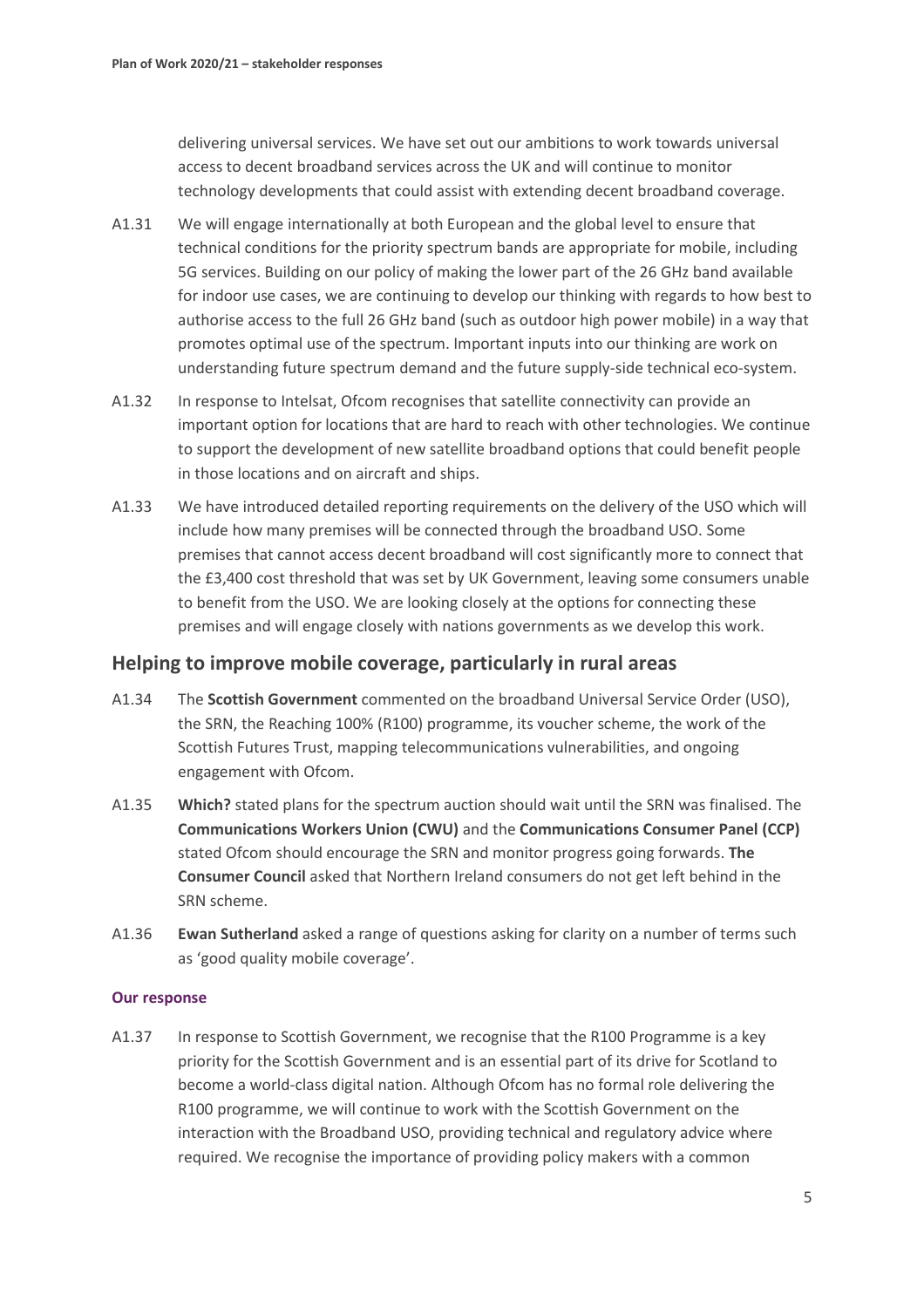delivering universal services. We have set out our ambitions to work towards universal access to decent broadband services across the UK and will continue to monitor technology developments that could assist with extending decent broadband coverage.

A1.31 We will engage internationally at both European and the global level to ensure that technical conditions for the priority spectrum bands are appropriate for mobile, including 5G services. Building on our policy of making the lower part of the 26 GHz band available for indoor use cases, we are continuing to develop our thinking with regards to how best to authorise access to the full 26 GHz band (such as outdoor high power mobile) in a way that promotes optimal use of the spectrum. Important inputs into our thinking are work on understanding future spectrum demand and the future supply-side technical eco-system.

A1.32 In response to Intelsat, Ofcom recognises that satellite connectivity can provide an important option for locations that are hard to reach with other technologies. We continue to support the development of new satellite broadband options that could benefit people in those locations and on aircraft and ships.

A1.33 We have introduced detailed reporting requirements on the delivery of the USO which will include how many premises will be connected through the broadband USO. Some premises that cannot access decent broadband will cost significantly more to connect that the £3,400 cost threshold that was set by UK Government, leaving some consumers unable to benefit from the USO. We are looking closely at the options for connecting these premises and will engage closely with nations governments as we develop this work.

## Helping to improve mobile coverage, particularly in rural areas

A1.34 The **Scottish Government** commented on the broadband Universal Service Order (USO), the SRN, the Reaching 100% (R100) programme, its voucher scheme, the work of the Scottish Futures Trust, mapping telecommunications vulnerabilities, and ongoing engagement with Ofcom.

A1.35 **Which?** stated plans for the spectrum auction should wait until the SRN was finalised. The **Communications Workers Union (CWU)** and the **Communications Consumer Panel (CCP)** stated Ofcom should encourage the SRN and monitor progress going forwards. **The Consumer Council** asked that Northern Ireland consumers do not get left behind in the SRN scheme.

A1.36 **Ewan Sutherland** asked a range of questions asking for clarity on a number of terms such as 'good quality mobile coverage'.

#### Our response

A1.37 In response to Scottish Government, we recognise that the R100 Programme is a key priority for the Scottish Government and is an essential part of its drive for Scotland to become a world-class digital nation. Although Ofcom has no formal role delivering the R100 programme, we will continue to work with the Scottish Government on the interaction with the Broadband USO, providing technical and regulatory advice where required. We recognise the importance of providing policy makers with a common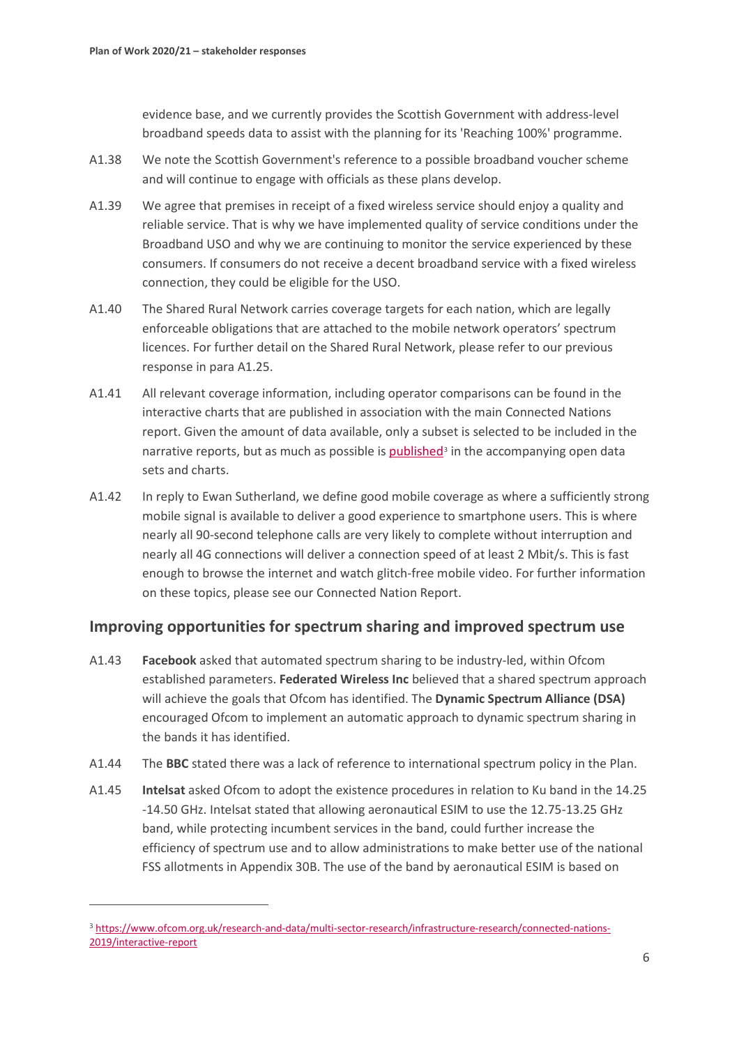evidence base, and we currently provides the Scottish Government with address-level broadband speeds data to assist with the planning for its 'Reaching 100%' programme.

A1.38 We note the Scottish Government's reference to a possible broadband voucher scheme and will continue to engage with officials as these plans develop.

A1.39 We agree that premises in receipt of a fixed wireless service should enjoy a quality and reliable service. That is why we have implemented quality of service conditions under the Broadband USO and why we are continuing to monitor the service experienced by these consumers. If consumers do not receive a decent broadband service with a fixed wireless connection, they could be eligible for the USO.

A1.40 The Shared Rural Network carries coverage targets for each nation, which are legally enforceable obligations that are attached to the mobile network operators' spectrum licences. For further detail on the Shared Rural Network, please refer to our previous response in para A1.25.

A1.41 All relevant coverage information, including operator comparisons can be found in the interactive charts that are published in association with the main Connected Nations report. Given the amount of data available, only a subset is selected to be included in the narrative reports, but as much as possible is published[3] in the accompanying open data sets and charts.

A1.42 In reply to Ewan Sutherland, we define good mobile coverage as where a sufficiently strong mobile signal is available to deliver a good experience to smartphone users. This is where nearly all 90-second telephone calls are very likely to complete without interruption and nearly all 4G connections will deliver a connection speed of at least 2 Mbit/s. This is fast enough to browse the internet and watch glitch-free mobile video. For further information on these topics, please see our Connected Nation Report.

## Improving opportunities for spectrum sharing and improved spectrum use

A1.43 **Facebook** asked that automated spectrum sharing to be industry-led, within Ofcom established parameters. **Federated Wireless Inc** believed that a shared spectrum approach will achieve the goals that Ofcom has identified. The **Dynamic Spectrum Alliance (DSA)** encouraged Ofcom to implement an automatic approach to dynamic spectrum sharing in the bands it has identified.

A1.44 The **BBC** stated there was a lack of reference to international spectrum policy in the Plan.

A1.45 **Intelsat** asked Ofcom to adopt the existence procedures in relation to Ku band in the 14.25 -14.50 GHz. Intelsat stated that allowing aeronautical ESIM to use the 12.75-13.25 GHz band, while protecting incumbent services in the band, could further increase the efficiency of spectrum use and to allow administrations to make better use of the national FSS allotments in Appendix 30B. The use of the band by aeronautical ESIM is based on

[3] https://www.ofcom.org.uk/research-and-data/multi-sector-research/infrastructure-research/connected-nations-2019/interactive-report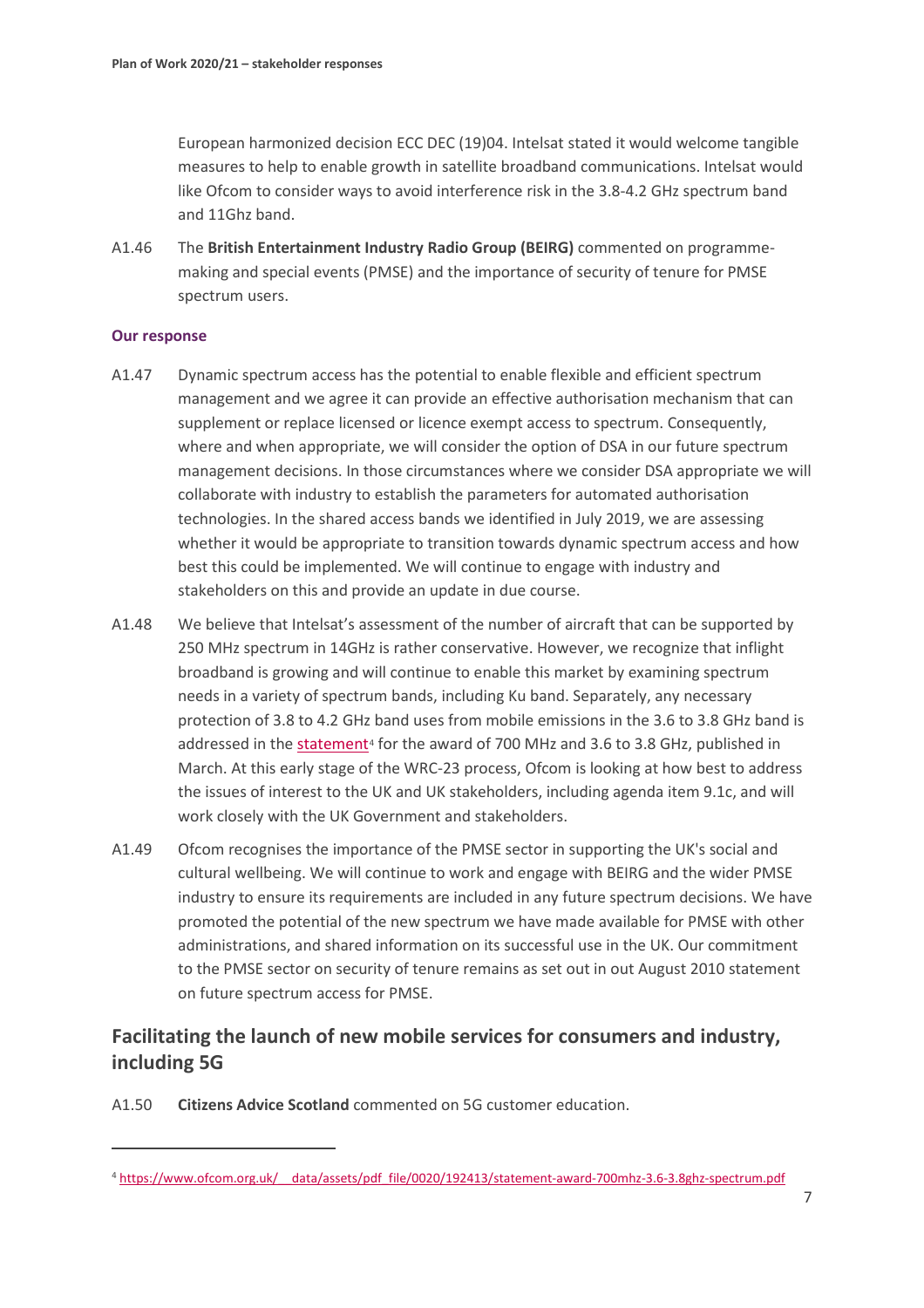European harmonized decision ECC DEC (19)04. Intelsat stated it would welcome tangible measures to help to enable growth in satellite broadband communications. Intelsat would like Ofcom to consider ways to avoid interference risk in the 3.8-4.2 GHz spectrum band and 11Ghz band.

A1.46 The **British Entertainment Industry Radio Group (BEIRG)** commented on programme-making and special events (PMSE) and the importance of security of tenure for PMSE spectrum users.

**Our response**

A1.47 Dynamic spectrum access has the potential to enable flexible and efficient spectrum management and we agree it can provide an effective authorisation mechanism that can supplement or replace licensed or licence exempt access to spectrum. Consequently, where and when appropriate, we will consider the option of DSA in our future spectrum management decisions. In those circumstances where we consider DSA appropriate we will collaborate with industry to establish the parameters for automated authorisation technologies. In the shared access bands we identified in July 2019, we are assessing whether it would be appropriate to transition towards dynamic spectrum access and how best this could be implemented. We will continue to engage with industry and stakeholders on this and provide an update in due course.

A1.48 We believe that Intelsat's assessment of the number of aircraft that can be supported by 250 MHz spectrum in 14GHz is rather conservative. However, we recognize that inflight broadband is growing and will continue to enable this market by examining spectrum needs in a variety of spectrum bands, including Ku band. Separately, any necessary protection of 3.8 to 4.2 GHz band uses from mobile emissions in the 3.6 to 3.8 GHz band is addressed in the statement[4] for the award of 700 MHz and 3.6 to 3.8 GHz, published in March. At this early stage of the WRC-23 process, Ofcom is looking at how best to address the issues of interest to the UK and UK stakeholders, including agenda item 9.1c, and will work closely with the UK Government and stakeholders.

A1.49 Ofcom recognises the importance of the PMSE sector in supporting the UK's social and cultural wellbeing. We will continue to work and engage with BEIRG and the wider PMSE industry to ensure its requirements are included in any future spectrum decisions. We have promoted the potential of the new spectrum we have made available for PMSE with other administrations, and shared information on its successful use in the UK. Our commitment to the PMSE sector on security of tenure remains as set out in out August 2010 statement on future spectrum access for PMSE.

## Facilitating the launch of new mobile services for consumers and industry, including 5G

A1.50 **Citizens Advice Scotland** commented on 5G customer education.

[4] https://www.ofcom.org.uk/__data/assets/pdf_file/0020/192413/statement-award-700mhz-3.6-3.8ghz-spectrum.pdf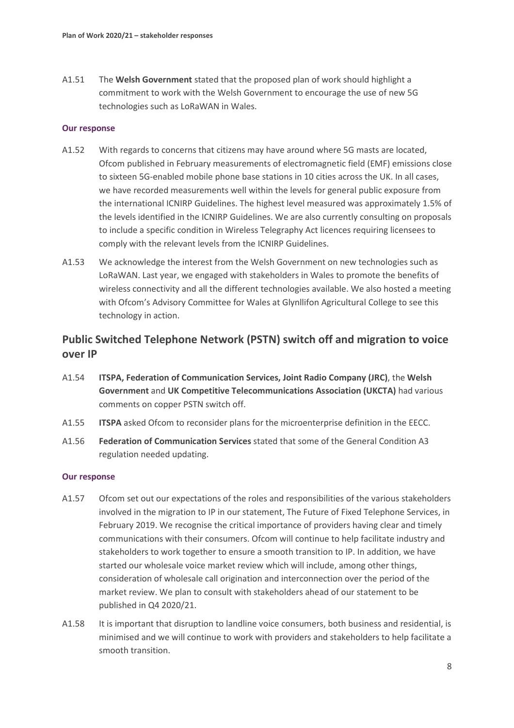A1.51 The **Welsh Government** stated that the proposed plan of work should highlight a commitment to work with the Welsh Government to encourage the use of new 5G technologies such as LoRaWAN in Wales.

#### Our response

A1.52 With regards to concerns that citizens may have around where 5G masts are located, Ofcom published in February measurements of electromagnetic field (EMF) emissions close to sixteen 5G-enabled mobile phone base stations in 10 cities across the UK. In all cases, we have recorded measurements well within the levels for general public exposure from the international ICNIRP Guidelines. The highest level measured was approximately 1.5% of the levels identified in the ICNIRP Guidelines. We are also currently consulting on proposals to include a specific condition in Wireless Telegraphy Act licences requiring licensees to comply with the relevant levels from the ICNIRP Guidelines.

A1.53 We acknowledge the interest from the Welsh Government on new technologies such as LoRaWAN. Last year, we engaged with stakeholders in Wales to promote the benefits of wireless connectivity and all the different technologies available. We also hosted a meeting with Ofcom's Advisory Committee for Wales at Glynllifon Agricultural College to see this technology in action.

## Public Switched Telephone Network (PSTN) switch off and migration to voice over IP

A1.54 **ITSPA, Federation of Communication Services, Joint Radio Company (JRC)**, the **Welsh Government** and **UK Competitive Telecommunications Association (UKCTA)** had various comments on copper PSTN switch off.

A1.55 **ITSPA** asked Ofcom to reconsider plans for the microenterprise definition in the EECC.

A1.56 **Federation of Communication Services** stated that some of the General Condition A3 regulation needed updating.

#### Our response

A1.57 Ofcom set out our expectations of the roles and responsibilities of the various stakeholders involved in the migration to IP in our statement, The Future of Fixed Telephone Services, in February 2019. We recognise the critical importance of providers having clear and timely communications with their consumers. Ofcom will continue to help facilitate industry and stakeholders to work together to ensure a smooth transition to IP. In addition, we have started our wholesale voice market review which will include, among other things, consideration of wholesale call origination and interconnection over the period of the market review. We plan to consult with stakeholders ahead of our statement to be published in Q4 2020/21.

A1.58 It is important that disruption to landline voice consumers, both business and residential, is minimised and we will continue to work with providers and stakeholders to help facilitate a smooth transition.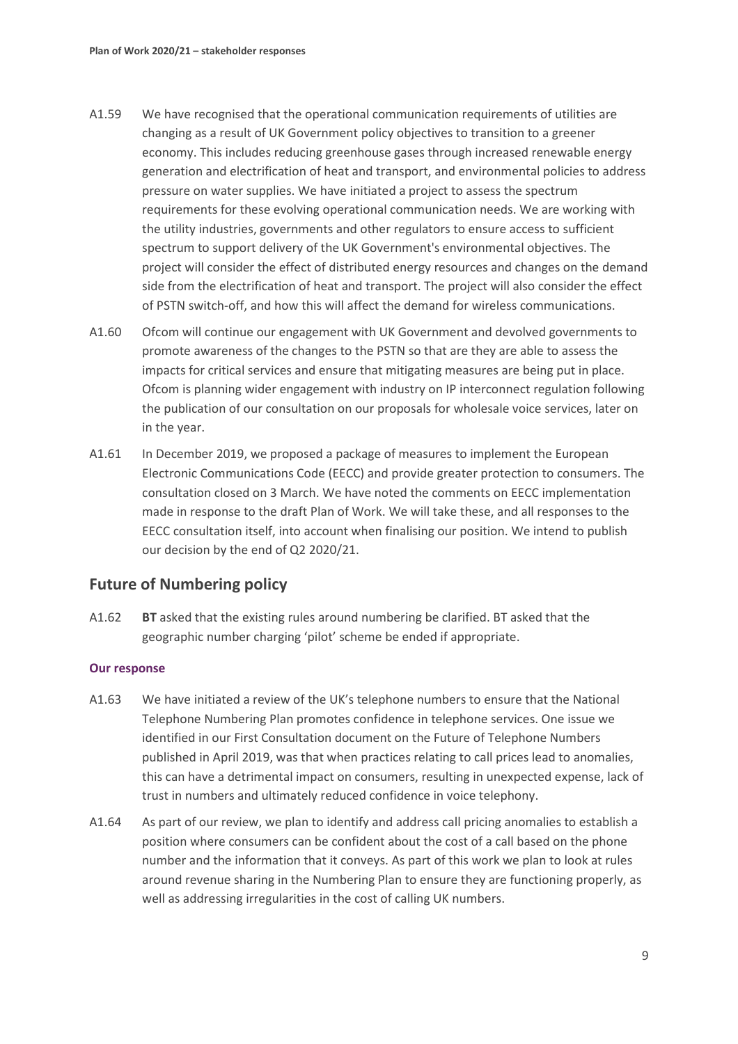A1.59 We have recognised that the operational communication requirements of utilities are changing as a result of UK Government policy objectives to transition to a greener economy. This includes reducing greenhouse gases through increased renewable energy generation and electrification of heat and transport, and environmental policies to address pressure on water supplies. We have initiated a project to assess the spectrum requirements for these evolving operational communication needs. We are working with the utility industries, governments and other regulators to ensure access to sufficient spectrum to support delivery of the UK Government's environmental objectives. The project will consider the effect of distributed energy resources and changes on the demand side from the electrification of heat and transport. The project will also consider the effect of PSTN switch-off, and how this will affect the demand for wireless communications.

A1.60 Ofcom will continue our engagement with UK Government and devolved governments to promote awareness of the changes to the PSTN so that are they are able to assess the impacts for critical services and ensure that mitigating measures are being put in place. Ofcom is planning wider engagement with industry on IP interconnect regulation following the publication of our consultation on our proposals for wholesale voice services, later on in the year.

A1.61 In December 2019, we proposed a package of measures to implement the European Electronic Communications Code (EECC) and provide greater protection to consumers. The consultation closed on 3 March. We have noted the comments on EECC implementation made in response to the draft Plan of Work. We will take these, and all responses to the EECC consultation itself, into account when finalising our position. We intend to publish our decision by the end of Q2 2020/21.

## Future of Numbering policy

A1.62 **BT** asked that the existing rules around numbering be clarified. BT asked that the geographic number charging 'pilot' scheme be ended if appropriate.

#### Our response

A1.63 We have initiated a review of the UK's telephone numbers to ensure that the National Telephone Numbering Plan promotes confidence in telephone services. One issue we identified in our First Consultation document on the Future of Telephone Numbers published in April 2019, was that when practices relating to call prices lead to anomalies, this can have a detrimental impact on consumers, resulting in unexpected expense, lack of trust in numbers and ultimately reduced confidence in voice telephony.

A1.64 As part of our review, we plan to identify and address call pricing anomalies to establish a position where consumers can be confident about the cost of a call based on the phone number and the information that it conveys. As part of this work we plan to look at rules around revenue sharing in the Numbering Plan to ensure they are functioning properly, as well as addressing irregularities in the cost of calling UK numbers.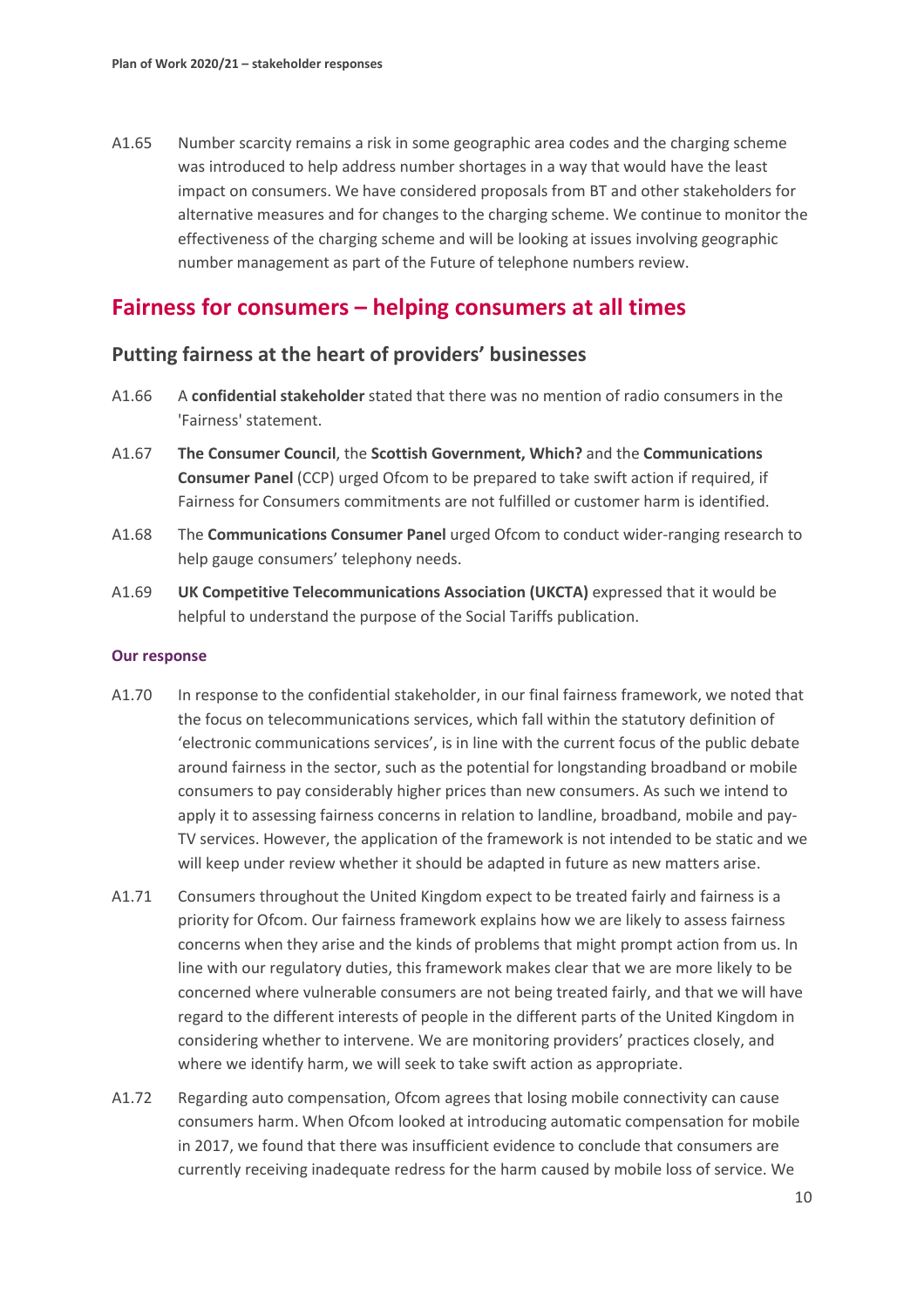A1.65 Number scarcity remains a risk in some geographic area codes and the charging scheme was introduced to help address number shortages in a way that would have the least impact on consumers. We have considered proposals from BT and other stakeholders for alternative measures and for changes to the charging scheme. We continue to monitor the effectiveness of the charging scheme and will be looking at issues involving geographic number management as part of the Future of telephone numbers review.

## Fairness for consumers – helping consumers at all times

### Putting fairness at the heart of providers' businesses

A1.66 A **confidential stakeholder** stated that there was no mention of radio consumers in the 'Fairness' statement.

A1.67 **The Consumer Council**, the **Scottish Government, Which?** and the **Communications Consumer Panel** (CCP) urged Ofcom to be prepared to take swift action if required, if Fairness for Consumers commitments are not fulfilled or customer harm is identified.

A1.68 The **Communications Consumer Panel** urged Ofcom to conduct wider-ranging research to help gauge consumers' telephony needs.

A1.69 **UK Competitive Telecommunications Association (UKCTA)** expressed that it would be helpful to understand the purpose of the Social Tariffs publication.

#### Our response

A1.70 In response to the confidential stakeholder, in our final fairness framework, we noted that the focus on telecommunications services, which fall within the statutory definition of 'electronic communications services', is in line with the current focus of the public debate around fairness in the sector, such as the potential for longstanding broadband or mobile consumers to pay considerably higher prices than new consumers. As such we intend to apply it to assessing fairness concerns in relation to landline, broadband, mobile and pay-TV services. However, the application of the framework is not intended to be static and we will keep under review whether it should be adapted in future as new matters arise.

A1.71 Consumers throughout the United Kingdom expect to be treated fairly and fairness is a priority for Ofcom. Our fairness framework explains how we are likely to assess fairness concerns when they arise and the kinds of problems that might prompt action from us. In line with our regulatory duties, this framework makes clear that we are more likely to be concerned where vulnerable consumers are not being treated fairly, and that we will have regard to the different interests of people in the different parts of the United Kingdom in considering whether to intervene. We are monitoring providers' practices closely, and where we identify harm, we will seek to take swift action as appropriate.

A1.72 Regarding auto compensation, Ofcom agrees that losing mobile connectivity can cause consumers harm. When Ofcom looked at introducing automatic compensation for mobile in 2017, we found that there was insufficient evidence to conclude that consumers are currently receiving inadequate redress for the harm caused by mobile loss of service. We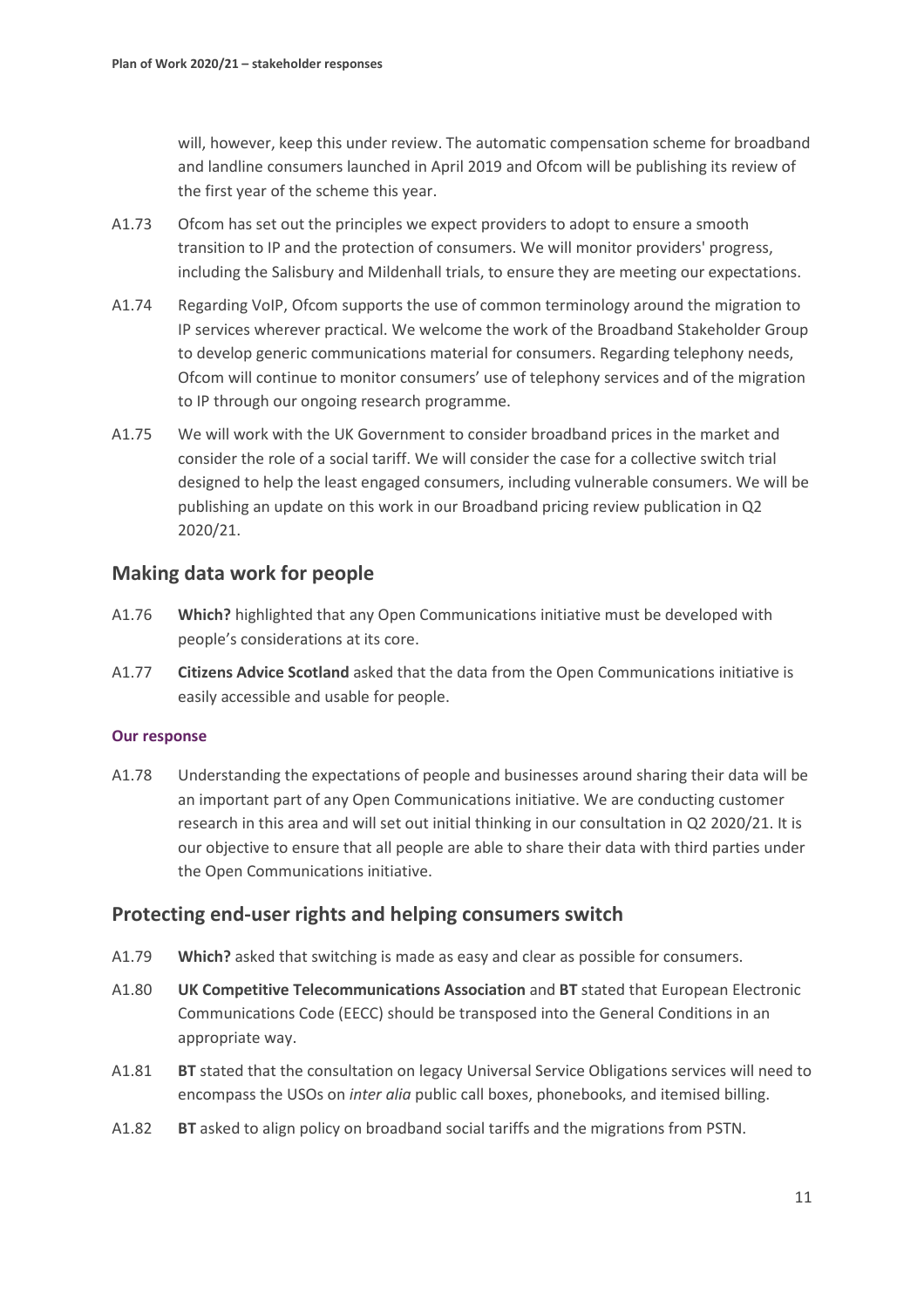will, however, keep this under review. The automatic compensation scheme for broadband and landline consumers launched in April 2019 and Ofcom will be publishing its review of the first year of the scheme this year.

A1.73 Ofcom has set out the principles we expect providers to adopt to ensure a smooth transition to IP and the protection of consumers. We will monitor providers' progress, including the Salisbury and Mildenhall trials, to ensure they are meeting our expectations.

A1.74 Regarding VoIP, Ofcom supports the use of common terminology around the migration to IP services wherever practical. We welcome the work of the Broadband Stakeholder Group to develop generic communications material for consumers. Regarding telephony needs, Ofcom will continue to monitor consumers' use of telephony services and of the migration to IP through our ongoing research programme.

A1.75 We will work with the UK Government to consider broadband prices in the market and consider the role of a social tariff. We will consider the case for a collective switch trial designed to help the least engaged consumers, including vulnerable consumers. We will be publishing an update on this work in our Broadband pricing review publication in Q2 2020/21.

## Making data work for people

A1.76 **Which?** highlighted that any Open Communications initiative must be developed with people's considerations at its core.

A1.77 **Citizens Advice Scotland** asked that the data from the Open Communications initiative is easily accessible and usable for people.

#### Our response

A1.78 Understanding the expectations of people and businesses around sharing their data will be an important part of any Open Communications initiative. We are conducting customer research in this area and will set out initial thinking in our consultation in Q2 2020/21. It is our objective to ensure that all people are able to share their data with third parties under the Open Communications initiative.

## Protecting end-user rights and helping consumers switch

A1.79 **Which?** asked that switching is made as easy and clear as possible for consumers.

A1.80 **UK Competitive Telecommunications Association** and **BT** stated that European Electronic Communications Code (EECC) should be transposed into the General Conditions in an appropriate way.

A1.81 **BT** stated that the consultation on legacy Universal Service Obligations services will need to encompass the USOs on *inter alia* public call boxes, phonebooks, and itemised billing.

A1.82 **BT** asked to align policy on broadband social tariffs and the migrations from PSTN.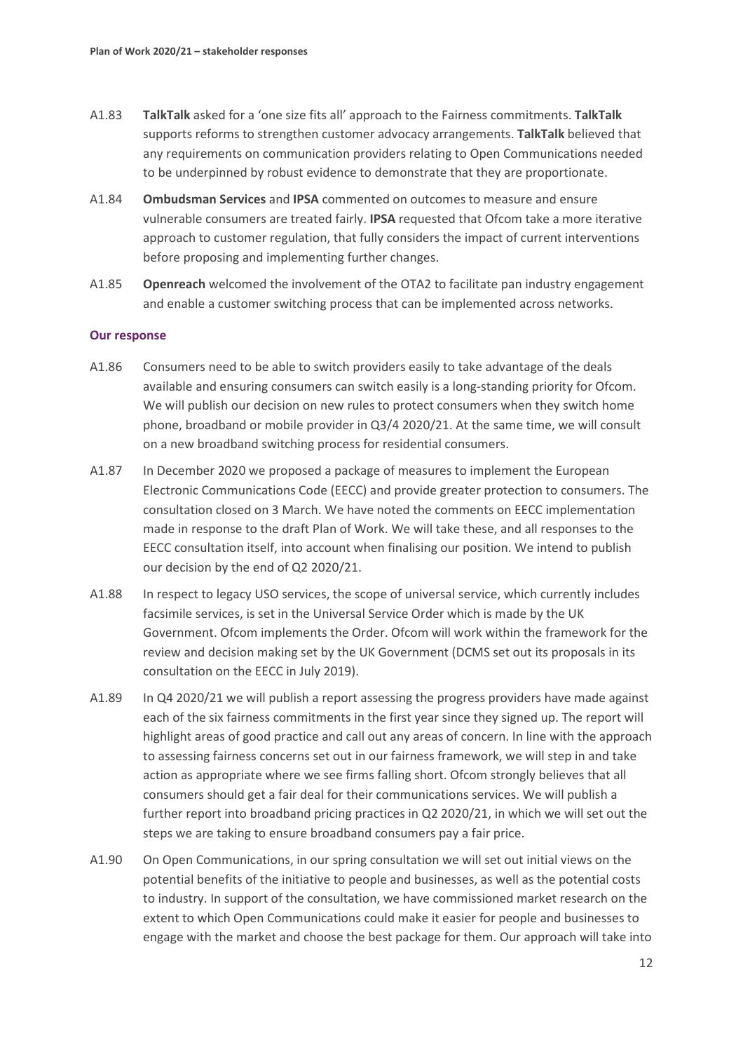A1.83 **TalkTalk** asked for a 'one size fits all' approach to the Fairness commitments. **TalkTalk** supports reforms to strengthen customer advocacy arrangements. **TalkTalk** believed that any requirements on communication providers relating to Open Communications needed to be underpinned by robust evidence to demonstrate that they are proportionate.

A1.84 **Ombudsman Services** and **IPSA** commented on outcomes to measure and ensure vulnerable consumers are treated fairly. **IPSA** requested that Ofcom take a more iterative approach to customer regulation, that fully considers the impact of current interventions before proposing and implementing further changes.

A1.85 **Openreach** welcomed the involvement of the OTA2 to facilitate pan industry engagement and enable a customer switching process that can be implemented across networks.

### Our response

A1.86 Consumers need to be able to switch providers easily to take advantage of the deals available and ensuring consumers can switch easily is a long-standing priority for Ofcom. We will publish our decision on new rules to protect consumers when they switch home phone, broadband or mobile provider in Q3/4 2020/21. At the same time, we will consult on a new broadband switching process for residential consumers.

A1.87 In December 2020 we proposed a package of measures to implement the European Electronic Communications Code (EECC) and provide greater protection to consumers. The consultation closed on 3 March. We have noted the comments on EECC implementation made in response to the draft Plan of Work. We will take these, and all responses to the EECC consultation itself, into account when finalising our position. We intend to publish our decision by the end of Q2 2020/21.

A1.88 In respect to legacy USO services, the scope of universal service, which currently includes facsimile services, is set in the Universal Service Order which is made by the UK Government. Ofcom implements the Order. Ofcom will work within the framework for the review and decision making set by the UK Government (DCMS set out its proposals in its consultation on the EECC in July 2019).

A1.89 In Q4 2020/21 we will publish a report assessing the progress providers have made against each of the six fairness commitments in the first year since they signed up. The report will highlight areas of good practice and call out any areas of concern. In line with the approach to assessing fairness concerns set out in our fairness framework, we will step in and take action as appropriate where we see firms falling short. Ofcom strongly believes that all consumers should get a fair deal for their communications services. We will publish a further report into broadband pricing practices in Q2 2020/21, in which we will set out the steps we are taking to ensure broadband consumers pay a fair price.

A1.90 On Open Communications, in our spring consultation we will set out initial views on the potential benefits of the initiative to people and businesses, as well as the potential costs to industry. In support of the consultation, we have commissioned market research on the extent to which Open Communications could make it easier for people and businesses to engage with the market and choose the best package for them. Our approach will take into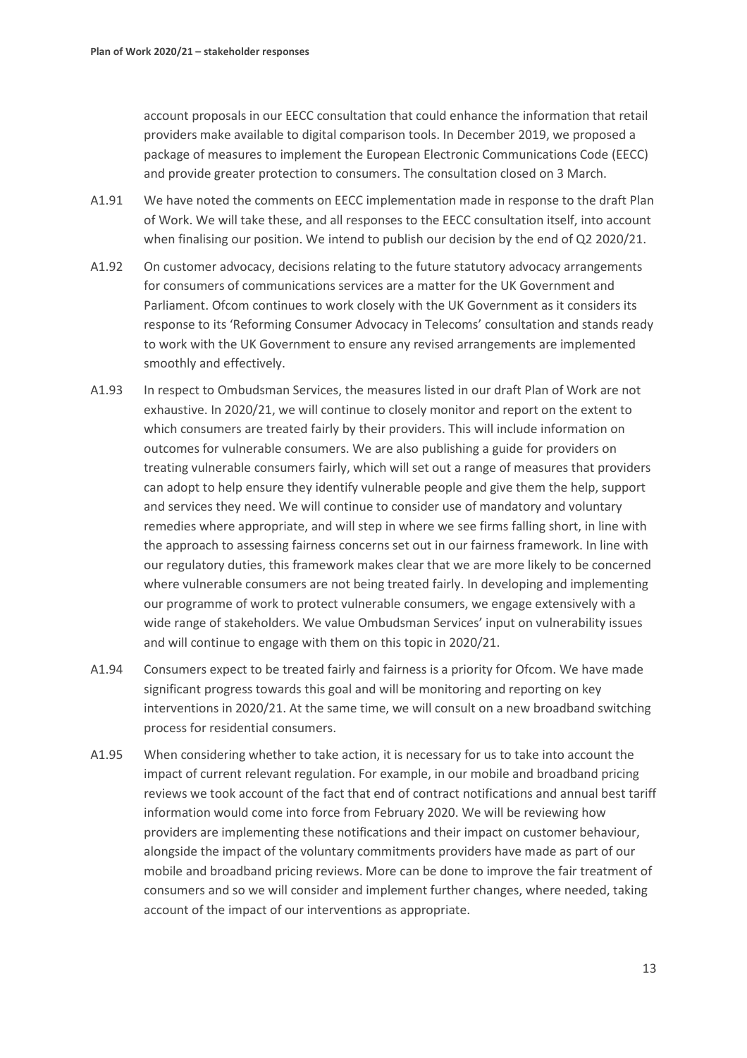account proposals in our EECC consultation that could enhance the information that retail providers make available to digital comparison tools. In December 2019, we proposed a package of measures to implement the European Electronic Communications Code (EECC) and provide greater protection to consumers. The consultation closed on 3 March.

A1.91 We have noted the comments on EECC implementation made in response to the draft Plan of Work. We will take these, and all responses to the EECC consultation itself, into account when finalising our position. We intend to publish our decision by the end of Q2 2020/21.

A1.92 On customer advocacy, decisions relating to the future statutory advocacy arrangements for consumers of communications services are a matter for the UK Government and Parliament. Ofcom continues to work closely with the UK Government as it considers its response to its 'Reforming Consumer Advocacy in Telecoms' consultation and stands ready to work with the UK Government to ensure any revised arrangements are implemented smoothly and effectively.

A1.93 In respect to Ombudsman Services, the measures listed in our draft Plan of Work are not exhaustive. In 2020/21, we will continue to closely monitor and report on the extent to which consumers are treated fairly by their providers. This will include information on outcomes for vulnerable consumers. We are also publishing a guide for providers on treating vulnerable consumers fairly, which will set out a range of measures that providers can adopt to help ensure they identify vulnerable people and give them the help, support and services they need. We will continue to consider use of mandatory and voluntary remedies where appropriate, and will step in where we see firms falling short, in line with the approach to assessing fairness concerns set out in our fairness framework. In line with our regulatory duties, this framework makes clear that we are more likely to be concerned where vulnerable consumers are not being treated fairly. In developing and implementing our programme of work to protect vulnerable consumers, we engage extensively with a wide range of stakeholders. We value Ombudsman Services' input on vulnerability issues and will continue to engage with them on this topic in 2020/21.

A1.94 Consumers expect to be treated fairly and fairness is a priority for Ofcom. We have made significant progress towards this goal and will be monitoring and reporting on key interventions in 2020/21. At the same time, we will consult on a new broadband switching process for residential consumers.

A1.95 When considering whether to take action, it is necessary for us to take into account the impact of current relevant regulation. For example, in our mobile and broadband pricing reviews we took account of the fact that end of contract notifications and annual best tariff information would come into force from February 2020. We will be reviewing how providers are implementing these notifications and their impact on customer behaviour, alongside the impact of the voluntary commitments providers have made as part of our mobile and broadband pricing reviews. More can be done to improve the fair treatment of consumers and so we will consider and implement further changes, where needed, taking account of the impact of our interventions as appropriate.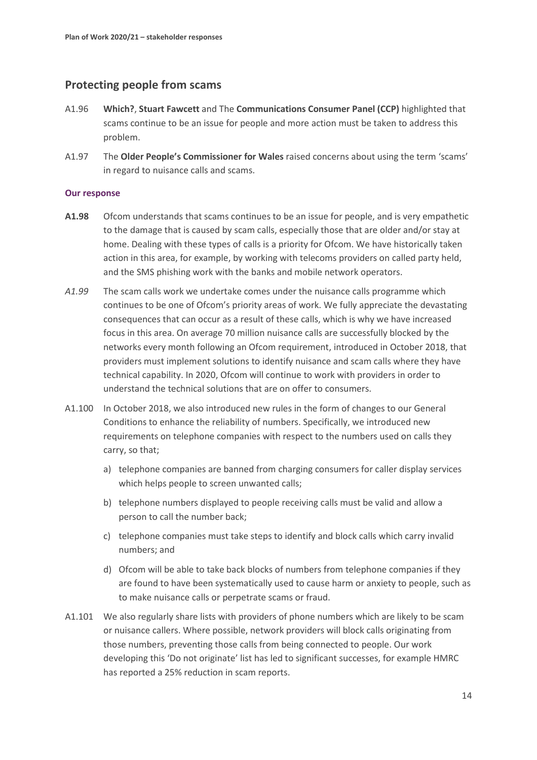## Protecting people from scams

A1.96 **Which?**, **Stuart Fawcett** and The **Communications Consumer Panel (CCP)** highlighted that scams continue to be an issue for people and more action must be taken to address this problem.

A1.97 The **Older People's Commissioner for Wales** raised concerns about using the term 'scams' in regard to nuisance calls and scams.

#### Our response

**A1.98** Ofcom understands that scams continues to be an issue for people, and is very empathetic to the damage that is caused by scam calls, especially those that are older and/or stay at home. Dealing with these types of calls is a priority for Ofcom. We have historically taken action in this area, for example, by working with telecoms providers on called party held, and the SMS phishing work with the banks and mobile network operators.

*A1.99* The scam calls work we undertake comes under the nuisance calls programme which continues to be one of Ofcom's priority areas of work. We fully appreciate the devastating consequences that can occur as a result of these calls, which is why we have increased focus in this area. On average 70 million nuisance calls are successfully blocked by the networks every month following an Ofcom requirement, introduced in October 2018, that providers must implement solutions to identify nuisance and scam calls where they have technical capability. In 2020, Ofcom will continue to work with providers in order to understand the technical solutions that are on offer to consumers.

A1.100 In October 2018, we also introduced new rules in the form of changes to our General Conditions to enhance the reliability of numbers. Specifically, we introduced new requirements on telephone companies with respect to the numbers used on calls they carry, so that;

a) telephone companies are banned from charging consumers for caller display services which helps people to screen unwanted calls;

b) telephone numbers displayed to people receiving calls must be valid and allow a person to call the number back;

c) telephone companies must take steps to identify and block calls which carry invalid numbers; and

d) Ofcom will be able to take back blocks of numbers from telephone companies if they are found to have been systematically used to cause harm or anxiety to people, such as to make nuisance calls or perpetrate scams or fraud.

A1.101 We also regularly share lists with providers of phone numbers which are likely to be scam or nuisance callers. Where possible, network providers will block calls originating from those numbers, preventing those calls from being connected to people. Our work developing this 'Do not originate' list has led to significant successes, for example HMRC has reported a 25% reduction in scam reports.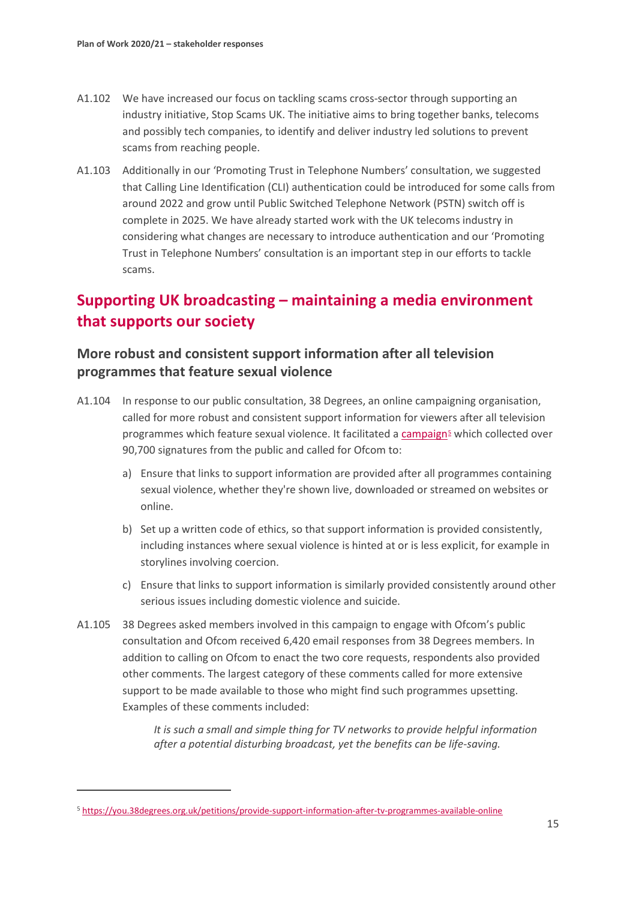A1.102 We have increased our focus on tackling scams cross-sector through supporting an industry initiative, Stop Scams UK. The initiative aims to bring together banks, telecoms and possibly tech companies, to identify and deliver industry led solutions to prevent scams from reaching people.

A1.103 Additionally in our 'Promoting Trust in Telephone Numbers' consultation, we suggested that Calling Line Identification (CLI) authentication could be introduced for some calls from around 2022 and grow until Public Switched Telephone Network (PSTN) switch off is complete in 2025. We have already started work with the UK telecoms industry in considering what changes are necessary to introduce authentication and our 'Promoting Trust in Telephone Numbers' consultation is an important step in our efforts to tackle scams.

## Supporting UK broadcasting – maintaining a media environment that supports our society

### More robust and consistent support information after all television programmes that feature sexual violence

A1.104 In response to our public consultation, 38 Degrees, an online campaigning organisation, called for more robust and consistent support information for viewers after all television programmes which feature sexual violence. It facilitated a campaign[5] which collected over 90,700 signatures from the public and called for Ofcom to:

a) Ensure that links to support information are provided after all programmes containing sexual violence, whether they're shown live, downloaded or streamed on websites or online.

b) Set up a written code of ethics, so that support information is provided consistently, including instances where sexual violence is hinted at or is less explicit, for example in storylines involving coercion.

c) Ensure that links to support information is similarly provided consistently around other serious issues including domestic violence and suicide.

A1.105 38 Degrees asked members involved in this campaign to engage with Ofcom's public consultation and Ofcom received 6,420 email responses from 38 Degrees members. In addition to calling on Ofcom to enact the two core requests, respondents also provided other comments. The largest category of these comments called for more extensive support to be made available to those who might find such programmes upsetting. Examples of these comments included:

> *It is such a small and simple thing for TV networks to provide helpful information after a potential disturbing broadcast, yet the benefits can be life-saving.*

---

[5] https://you.38degrees.org.uk/petitions/provide-support-information-after-tv-programmes-available-online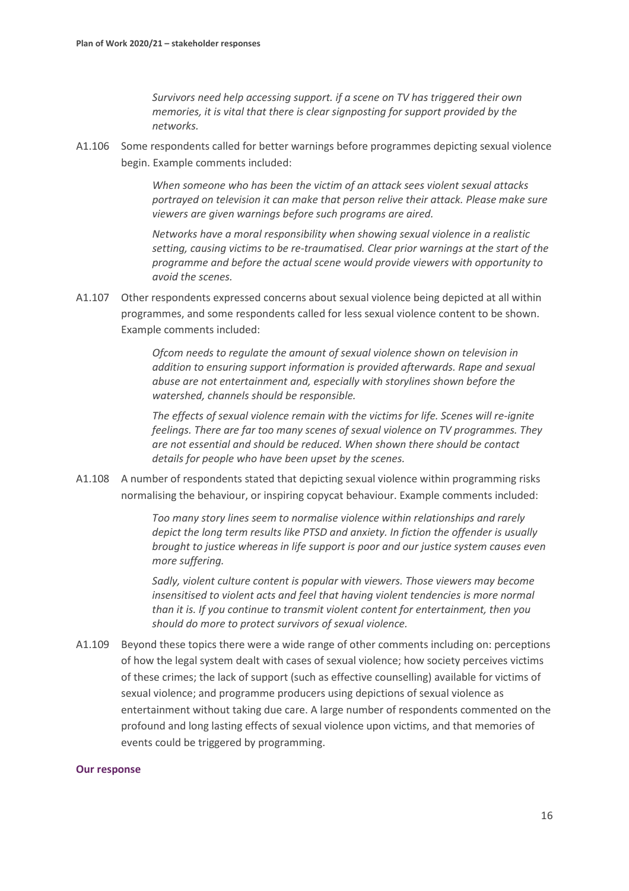> *Survivors need help accessing support. if a scene on TV has triggered their own memories, it is vital that there is clear signposting for support provided by the networks.*

A1.106 Some respondents called for better warnings before programmes depicting sexual violence begin. Example comments included:

> *When someone who has been the victim of an attack sees violent sexual attacks portrayed on television it can make that person relive their attack. Please make sure viewers are given warnings before such programs are aired.*
>
> *Networks have a moral responsibility when showing sexual violence in a realistic setting, causing victims to be re-traumatised. Clear prior warnings at the start of the programme and before the actual scene would provide viewers with opportunity to avoid the scenes.*

A1.107 Other respondents expressed concerns about sexual violence being depicted at all within programmes, and some respondents called for less sexual violence content to be shown. Example comments included:

> *Ofcom needs to regulate the amount of sexual violence shown on television in addition to ensuring support information is provided afterwards. Rape and sexual abuse are not entertainment and, especially with storylines shown before the watershed, channels should be responsible.*
>
> *The effects of sexual violence remain with the victims for life. Scenes will re-ignite feelings. There are far too many scenes of sexual violence on TV programmes. They are not essential and should be reduced. When shown there should be contact details for people who have been upset by the scenes.*

A1.108 A number of respondents stated that depicting sexual violence within programming risks normalising the behaviour, or inspiring copycat behaviour. Example comments included:

> *Too many story lines seem to normalise violence within relationships and rarely depict the long term results like PTSD and anxiety. In fiction the offender is usually brought to justice whereas in life support is poor and our justice system causes even more suffering.*
>
> *Sadly, violent culture content is popular with viewers. Those viewers may become insensitised to violent acts and feel that having violent tendencies is more normal than it is. If you continue to transmit violent content for entertainment, then you should do more to protect survivors of sexual violence.*

A1.109 Beyond these topics there were a wide range of other comments including on: perceptions of how the legal system dealt with cases of sexual violence; how society perceives victims of these crimes; the lack of support (such as effective counselling) available for victims of sexual violence; and programme producers using depictions of sexual violence as entertainment without taking due care. A large number of respondents commented on the profound and long lasting effects of sexual violence upon victims, and that memories of events could be triggered by programming.

**Our response**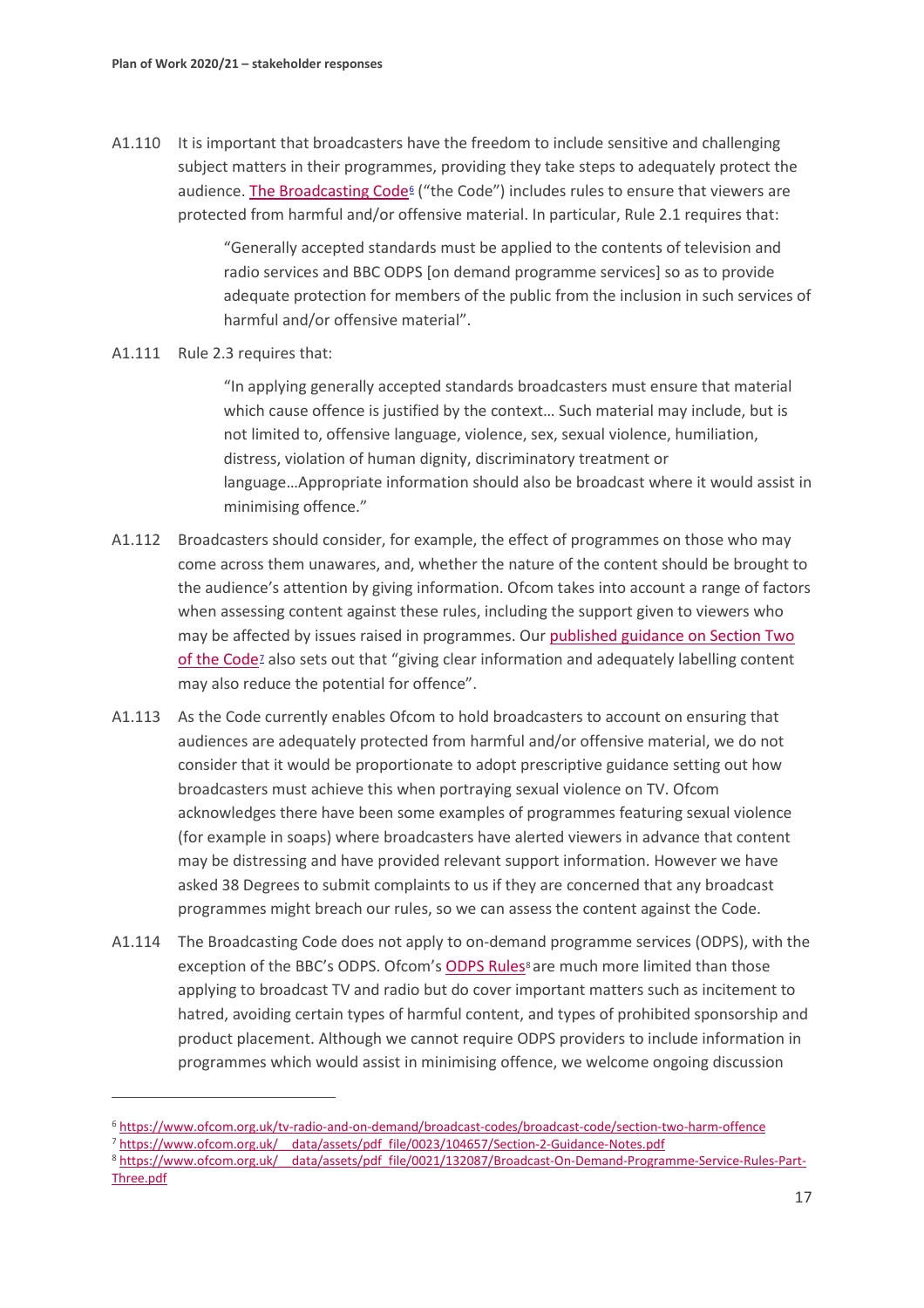A1.110 It is important that broadcasters have the freedom to include sensitive and challenging subject matters in their programmes, providing they take steps to adequately protect the audience. [The Broadcasting Code](https://www.ofcom.org.uk/tv-radio-and-on-demand/broadcast-codes/broadcast-code/section-two-harm-offence)[6] ("the Code") includes rules to ensure that viewers are protected from harmful and/or offensive material. In particular, Rule 2.1 requires that:

> "Generally accepted standards must be applied to the contents of television and radio services and BBC ODPS [on demand programme services] so as to provide adequate protection for members of the public from the inclusion in such services of harmful and/or offensive material".

A1.111 Rule 2.3 requires that:

> "In applying generally accepted standards broadcasters must ensure that material which cause offence is justified by the context… Such material may include, but is not limited to, offensive language, violence, sex, sexual violence, humiliation, distress, violation of human dignity, discriminatory treatment or language…Appropriate information should also be broadcast where it would assist in minimising offence."

A1.112 Broadcasters should consider, for example, the effect of programmes on those who may come across them unawares, and, whether the nature of the content should be brought to the audience's attention by giving information. Ofcom takes into account a range of factors when assessing content against these rules, including the support given to viewers who may be affected by issues raised in programmes. Our [published guidance on Section Two of the Code](https://www.ofcom.org.uk/__data/assets/pdf_file/0023/104657/Section-2-Guidance-Notes.pdf)[7] also sets out that "giving clear information and adequately labelling content may also reduce the potential for offence".

A1.113 As the Code currently enables Ofcom to hold broadcasters to account on ensuring that audiences are adequately protected from harmful and/or offensive material, we do not consider that it would be proportionate to adopt prescriptive guidance setting out how broadcasters must achieve this when portraying sexual violence on TV. Ofcom acknowledges there have been some examples of programmes featuring sexual violence (for example in soaps) where broadcasters have alerted viewers in advance that content may be distressing and have provided relevant support information. However we have asked 38 Degrees to submit complaints to us if they are concerned that any broadcast programmes might breach our rules, so we can assess the content against the Code.

A1.114 The Broadcasting Code does not apply to on-demand programme services (ODPS), with the exception of the BBC's ODPS. Ofcom's [ODPS Rules](https://www.ofcom.org.uk/__data/assets/pdf_file/0021/132087/Broadcast-On-Demand-Programme-Service-Rules-Part-Three.pdf)[8] are much more limited than those applying to broadcast TV and radio but do cover important matters such as incitement to hatred, avoiding certain types of harmful content, and types of prohibited sponsorship and product placement. Although we cannot require ODPS providers to include information in programmes which would assist in minimising offence, we welcome ongoing discussion

---

[6] https://www.ofcom.org.uk/tv-radio-and-on-demand/broadcast-codes/broadcast-code/section-two-harm-offence

[7] https://www.ofcom.org.uk/__data/assets/pdf_file/0023/104657/Section-2-Guidance-Notes.pdf

[8] https://www.ofcom.org.uk/__data/assets/pdf_file/0021/132087/Broadcast-On-Demand-Programme-Service-Rules-Part-Three.pdf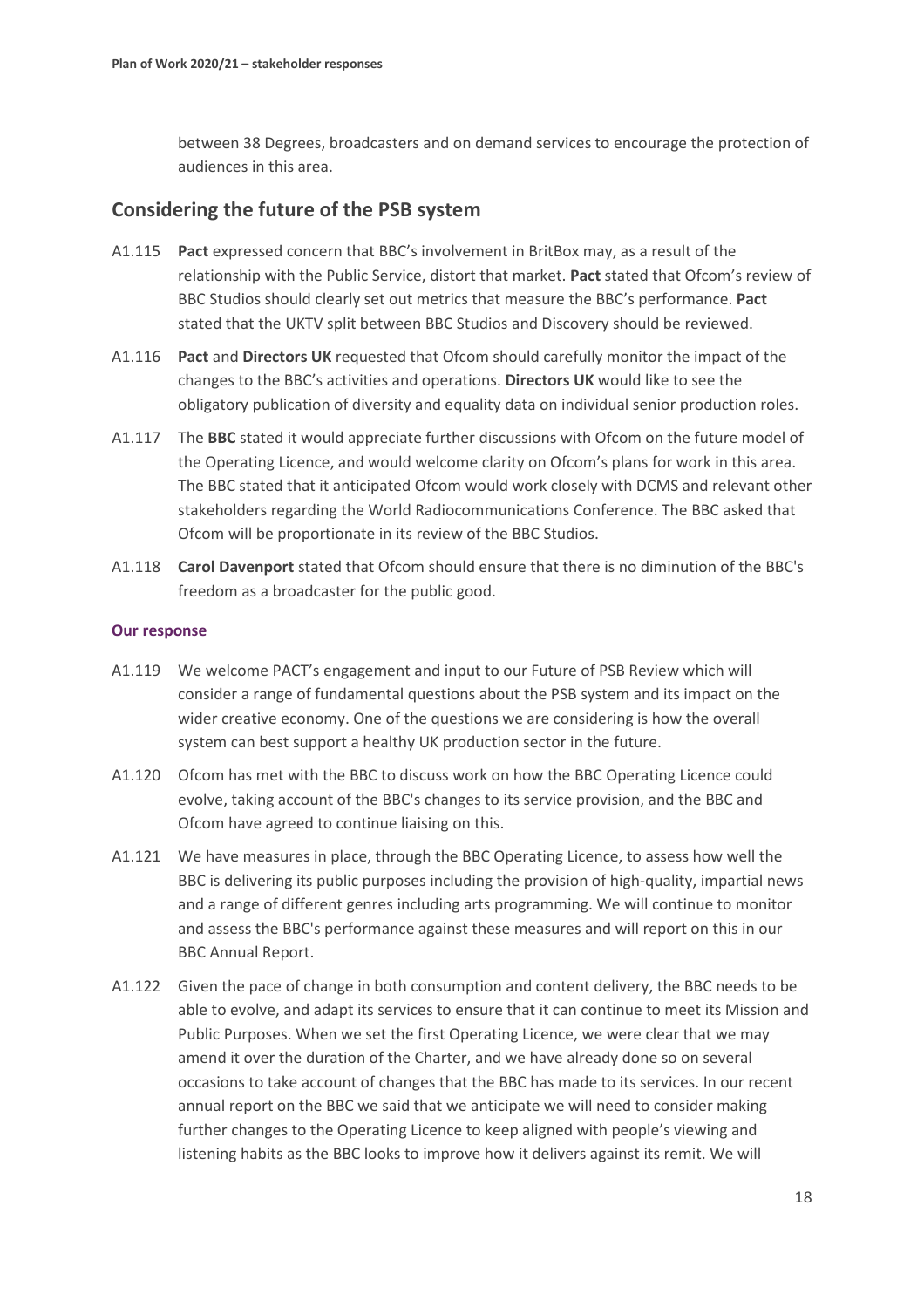between 38 Degrees, broadcasters and on demand services to encourage the protection of audiences in this area.

## Considering the future of the PSB system

A1.115 **Pact** expressed concern that BBC's involvement in BritBox may, as a result of the relationship with the Public Service, distort that market. **Pact** stated that Ofcom's review of BBC Studios should clearly set out metrics that measure the BBC's performance. **Pact** stated that the UKTV split between BBC Studios and Discovery should be reviewed.

A1.116 **Pact** and **Directors UK** requested that Ofcom should carefully monitor the impact of the changes to the BBC's activities and operations. **Directors UK** would like to see the obligatory publication of diversity and equality data on individual senior production roles.

A1.117 The **BBC** stated it would appreciate further discussions with Ofcom on the future model of the Operating Licence, and would welcome clarity on Ofcom's plans for work in this area. The BBC stated that it anticipated Ofcom would work closely with DCMS and relevant other stakeholders regarding the World Radiocommunications Conference. The BBC asked that Ofcom will be proportionate in its review of the BBC Studios.

A1.118 **Carol Davenport** stated that Ofcom should ensure that there is no diminution of the BBC's freedom as a broadcaster for the public good.

#### Our response

A1.119 We welcome PACT's engagement and input to our Future of PSB Review which will consider a range of fundamental questions about the PSB system and its impact on the wider creative economy. One of the questions we are considering is how the overall system can best support a healthy UK production sector in the future.

A1.120 Ofcom has met with the BBC to discuss work on how the BBC Operating Licence could evolve, taking account of the BBC's changes to its service provision, and the BBC and Ofcom have agreed to continue liaising on this.

A1.121 We have measures in place, through the BBC Operating Licence, to assess how well the BBC is delivering its public purposes including the provision of high-quality, impartial news and a range of different genres including arts programming. We will continue to monitor and assess the BBC's performance against these measures and will report on this in our BBC Annual Report.

A1.122 Given the pace of change in both consumption and content delivery, the BBC needs to be able to evolve, and adapt its services to ensure that it can continue to meet its Mission and Public Purposes. When we set the first Operating Licence, we were clear that we may amend it over the duration of the Charter, and we have already done so on several occasions to take account of changes that the BBC has made to its services. In our recent annual report on the BBC we said that we anticipate we will need to consider making further changes to the Operating Licence to keep aligned with people's viewing and listening habits as the BBC looks to improve how it delivers against its remit. We will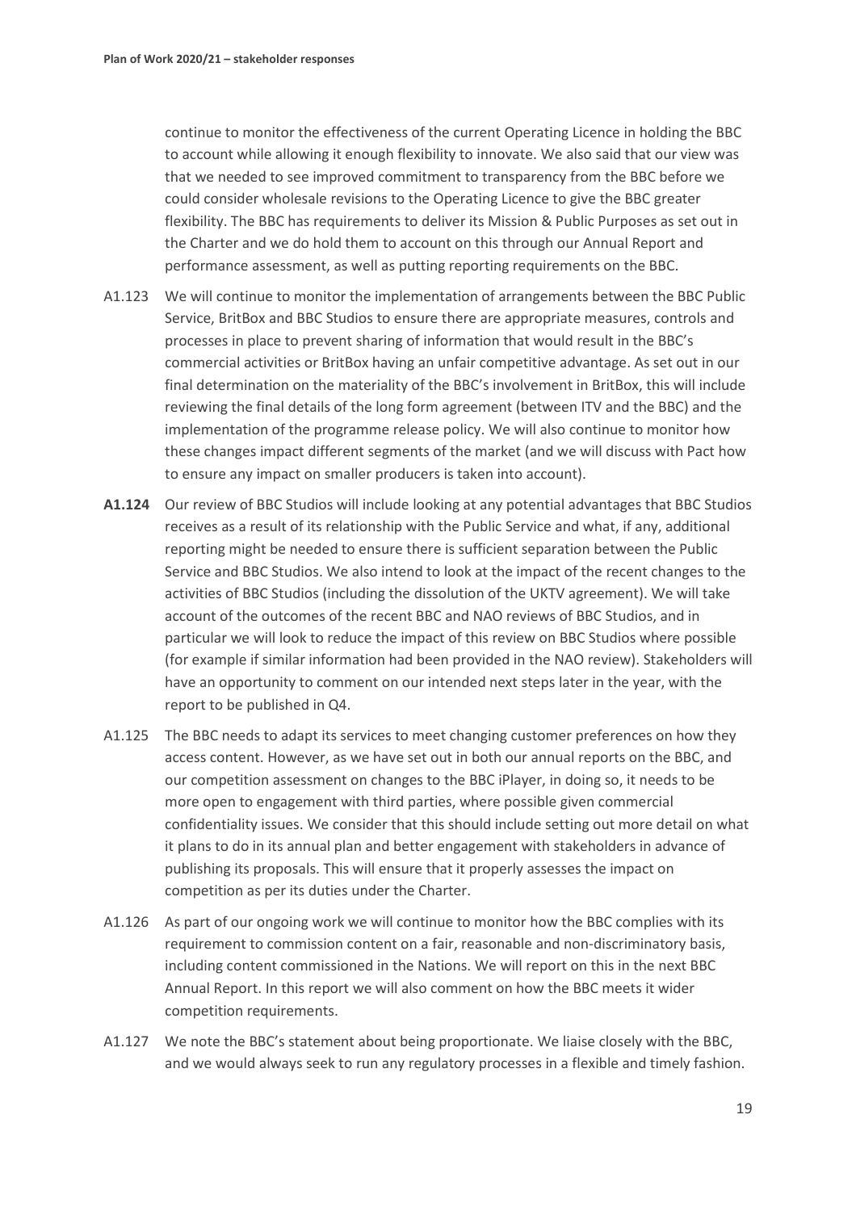continue to monitor the effectiveness of the current Operating Licence in holding the BBC to account while allowing it enough flexibility to innovate. We also said that our view was that we needed to see improved commitment to transparency from the BBC before we could consider wholesale revisions to the Operating Licence to give the BBC greater flexibility. The BBC has requirements to deliver its Mission & Public Purposes as set out in the Charter and we do hold them to account on this through our Annual Report and performance assessment, as well as putting reporting requirements on the BBC.

A1.123 We will continue to monitor the implementation of arrangements between the BBC Public Service, BritBox and BBC Studios to ensure there are appropriate measures, controls and processes in place to prevent sharing of information that would result in the BBC's commercial activities or BritBox having an unfair competitive advantage. As set out in our final determination on the materiality of the BBC's involvement in BritBox, this will include reviewing the final details of the long form agreement (between ITV and the BBC) and the implementation of the programme release policy. We will also continue to monitor how these changes impact different segments of the market (and we will discuss with Pact how to ensure any impact on smaller producers is taken into account).

**A1.124** Our review of BBC Studios will include looking at any potential advantages that BBC Studios receives as a result of its relationship with the Public Service and what, if any, additional reporting might be needed to ensure there is sufficient separation between the Public Service and BBC Studios. We also intend to look at the impact of the recent changes to the activities of BBC Studios (including the dissolution of the UKTV agreement). We will take account of the outcomes of the recent BBC and NAO reviews of BBC Studios, and in particular we will look to reduce the impact of this review on BBC Studios where possible (for example if similar information had been provided in the NAO review). Stakeholders will have an opportunity to comment on our intended next steps later in the year, with the report to be published in Q4.

A1.125 The BBC needs to adapt its services to meet changing customer preferences on how they access content. However, as we have set out in both our annual reports on the BBC, and our competition assessment on changes to the BBC iPlayer, in doing so, it needs to be more open to engagement with third parties, where possible given commercial confidentiality issues. We consider that this should include setting out more detail on what it plans to do in its annual plan and better engagement with stakeholders in advance of publishing its proposals. This will ensure that it properly assesses the impact on competition as per its duties under the Charter.

A1.126 As part of our ongoing work we will continue to monitor how the BBC complies with its requirement to commission content on a fair, reasonable and non-discriminatory basis, including content commissioned in the Nations. We will report on this in the next BBC Annual Report. In this report we will also comment on how the BBC meets it wider competition requirements.

A1.127 We note the BBC's statement about being proportionate. We liaise closely with the BBC, and we would always seek to run any regulatory processes in a flexible and timely fashion.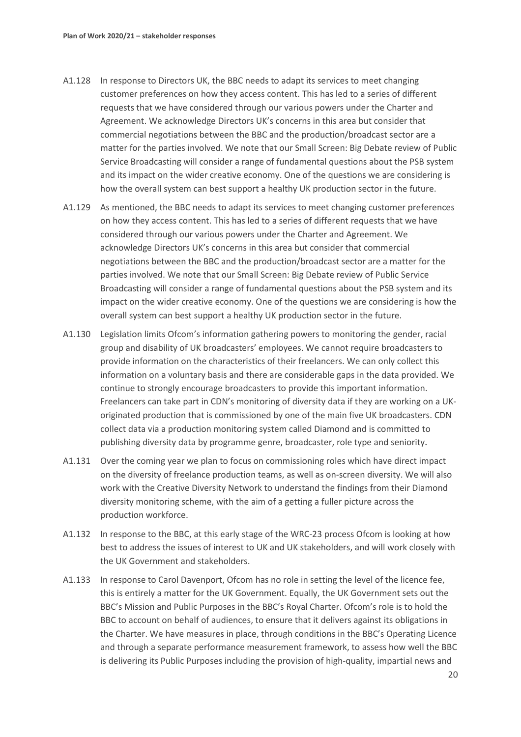A1.128 In response to Directors UK, the BBC needs to adapt its services to meet changing customer preferences on how they access content. This has led to a series of different requests that we have considered through our various powers under the Charter and Agreement. We acknowledge Directors UK's concerns in this area but consider that commercial negotiations between the BBC and the production/broadcast sector are a matter for the parties involved. We note that our Small Screen: Big Debate review of Public Service Broadcasting will consider a range of fundamental questions about the PSB system and its impact on the wider creative economy. One of the questions we are considering is how the overall system can best support a healthy UK production sector in the future.

A1.129 As mentioned, the BBC needs to adapt its services to meet changing customer preferences on how they access content. This has led to a series of different requests that we have considered through our various powers under the Charter and Agreement. We acknowledge Directors UK's concerns in this area but consider that commercial negotiations between the BBC and the production/broadcast sector are a matter for the parties involved. We note that our Small Screen: Big Debate review of Public Service Broadcasting will consider a range of fundamental questions about the PSB system and its impact on the wider creative economy. One of the questions we are considering is how the overall system can best support a healthy UK production sector in the future.

A1.130 Legislation limits Ofcom's information gathering powers to monitoring the gender, racial group and disability of UK broadcasters' employees. We cannot require broadcasters to provide information on the characteristics of their freelancers. We can only collect this information on a voluntary basis and there are considerable gaps in the data provided. We continue to strongly encourage broadcasters to provide this important information. Freelancers can take part in CDN's monitoring of diversity data if they are working on a UK-originated production that is commissioned by one of the main five UK broadcasters. CDN collect data via a production monitoring system called Diamond and is committed to publishing diversity data by programme genre, broadcaster, role type and seniority.

A1.131 Over the coming year we plan to focus on commissioning roles which have direct impact on the diversity of freelance production teams, as well as on-screen diversity. We will also work with the Creative Diversity Network to understand the findings from their Diamond diversity monitoring scheme, with the aim of a getting a fuller picture across the production workforce.

A1.132 In response to the BBC, at this early stage of the WRC-23 process Ofcom is looking at how best to address the issues of interest to UK and UK stakeholders, and will work closely with the UK Government and stakeholders.

A1.133 In response to Carol Davenport, Ofcom has no role in setting the level of the licence fee, this is entirely a matter for the UK Government. Equally, the UK Government sets out the BBC's Mission and Public Purposes in the BBC's Royal Charter. Ofcom's role is to hold the BBC to account on behalf of audiences, to ensure that it delivers against its obligations in the Charter. We have measures in place, through conditions in the BBC's Operating Licence and through a separate performance measurement framework, to assess how well the BBC is delivering its Public Purposes including the provision of high-quality, impartial news and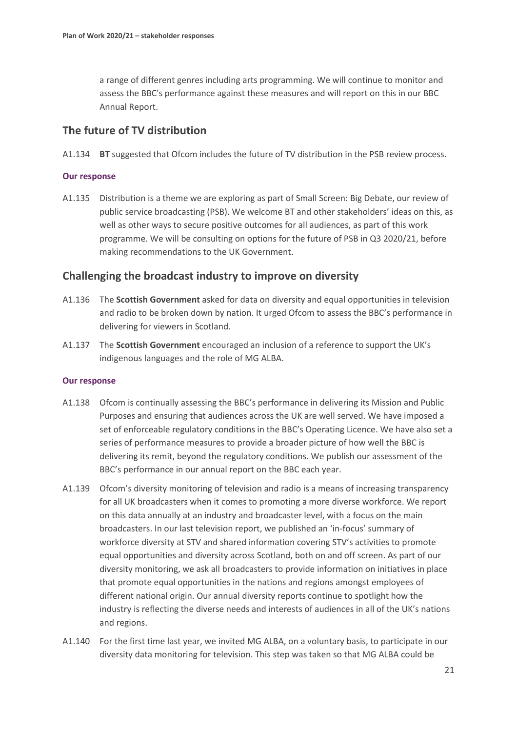a range of different genres including arts programming. We will continue to monitor and assess the BBC's performance against these measures and will report on this in our BBC Annual Report.

## The future of TV distribution

A1.134 **BT** suggested that Ofcom includes the future of TV distribution in the PSB review process.

#### Our response

A1.135 Distribution is a theme we are exploring as part of Small Screen: Big Debate, our review of public service broadcasting (PSB). We welcome BT and other stakeholders' ideas on this, as well as other ways to secure positive outcomes for all audiences, as part of this work programme. We will be consulting on options for the future of PSB in Q3 2020/21, before making recommendations to the UK Government.

## Challenging the broadcast industry to improve on diversity

A1.136 The **Scottish Government** asked for data on diversity and equal opportunities in television and radio to be broken down by nation. It urged Ofcom to assess the BBC's performance in delivering for viewers in Scotland.

A1.137 The **Scottish Government** encouraged an inclusion of a reference to support the UK's indigenous languages and the role of MG ALBA.

#### Our response

A1.138 Ofcom is continually assessing the BBC's performance in delivering its Mission and Public Purposes and ensuring that audiences across the UK are well served. We have imposed a set of enforceable regulatory conditions in the BBC's Operating Licence. We have also set a series of performance measures to provide a broader picture of how well the BBC is delivering its remit, beyond the regulatory conditions. We publish our assessment of the BBC's performance in our annual report on the BBC each year.

A1.139 Ofcom's diversity monitoring of television and radio is a means of increasing transparency for all UK broadcasters when it comes to promoting a more diverse workforce. We report on this data annually at an industry and broadcaster level, with a focus on the main broadcasters. In our last television report, we published an 'in-focus' summary of workforce diversity at STV and shared information covering STV's activities to promote equal opportunities and diversity across Scotland, both on and off screen. As part of our diversity monitoring, we ask all broadcasters to provide information on initiatives in place that promote equal opportunities in the nations and regions amongst employees of different national origin. Our annual diversity reports continue to spotlight how the industry is reflecting the diverse needs and interests of audiences in all of the UK's nations and regions.

A1.140 For the first time last year, we invited MG ALBA, on a voluntary basis, to participate in our diversity data monitoring for television. This step was taken so that MG ALBA could be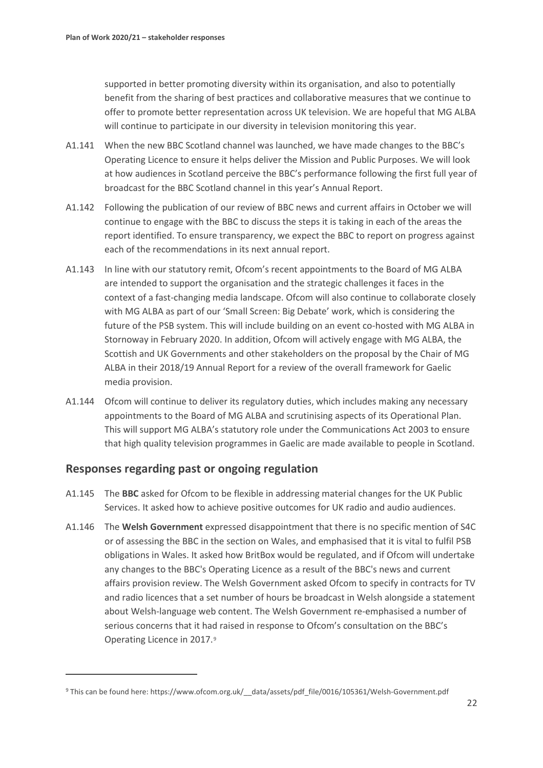supported in better promoting diversity within its organisation, and also to potentially benefit from the sharing of best practices and collaborative measures that we continue to offer to promote better representation across UK television. We are hopeful that MG ALBA will continue to participate in our diversity in television monitoring this year.

A1.141 When the new BBC Scotland channel was launched, we have made changes to the BBC's Operating Licence to ensure it helps deliver the Mission and Public Purposes. We will look at how audiences in Scotland perceive the BBC's performance following the first full year of broadcast for the BBC Scotland channel in this year's Annual Report.

A1.142 Following the publication of our review of BBC news and current affairs in October we will continue to engage with the BBC to discuss the steps it is taking in each of the areas the report identified. To ensure transparency, we expect the BBC to report on progress against each of the recommendations in its next annual report.

A1.143 In line with our statutory remit, Ofcom's recent appointments to the Board of MG ALBA are intended to support the organisation and the strategic challenges it faces in the context of a fast-changing media landscape. Ofcom will also continue to collaborate closely with MG ALBA as part of our 'Small Screen: Big Debate' work, which is considering the future of the PSB system. This will include building on an event co-hosted with MG ALBA in Stornoway in February 2020. In addition, Ofcom will actively engage with MG ALBA, the Scottish and UK Governments and other stakeholders on the proposal by the Chair of MG ALBA in their 2018/19 Annual Report for a review of the overall framework for Gaelic media provision.

A1.144 Ofcom will continue to deliver its regulatory duties, which includes making any necessary appointments to the Board of MG ALBA and scrutinising aspects of its Operational Plan. This will support MG ALBA's statutory role under the Communications Act 2003 to ensure that high quality television programmes in Gaelic are made available to people in Scotland.

## Responses regarding past or ongoing regulation

A1.145 The **BBC** asked for Ofcom to be flexible in addressing material changes for the UK Public Services. It asked how to achieve positive outcomes for UK radio and audio audiences.

A1.146 The **Welsh Government** expressed disappointment that there is no specific mention of S4C or of assessing the BBC in the section on Wales, and emphasised that it is vital to fulfil PSB obligations in Wales. It asked how BritBox would be regulated, and if Ofcom will undertake any changes to the BBC's Operating Licence as a result of the BBC's news and current affairs provision review. The Welsh Government asked Ofcom to specify in contracts for TV and radio licences that a set number of hours be broadcast in Welsh alongside a statement about Welsh-language web content. The Welsh Government re-emphasised a number of serious concerns that it had raised in response to Ofcom's consultation on the BBC's Operating Licence in 2017.[9]

[9] This can be found here: https://www.ofcom.org.uk/__data/assets/pdf_file/0016/105361/Welsh-Government.pdf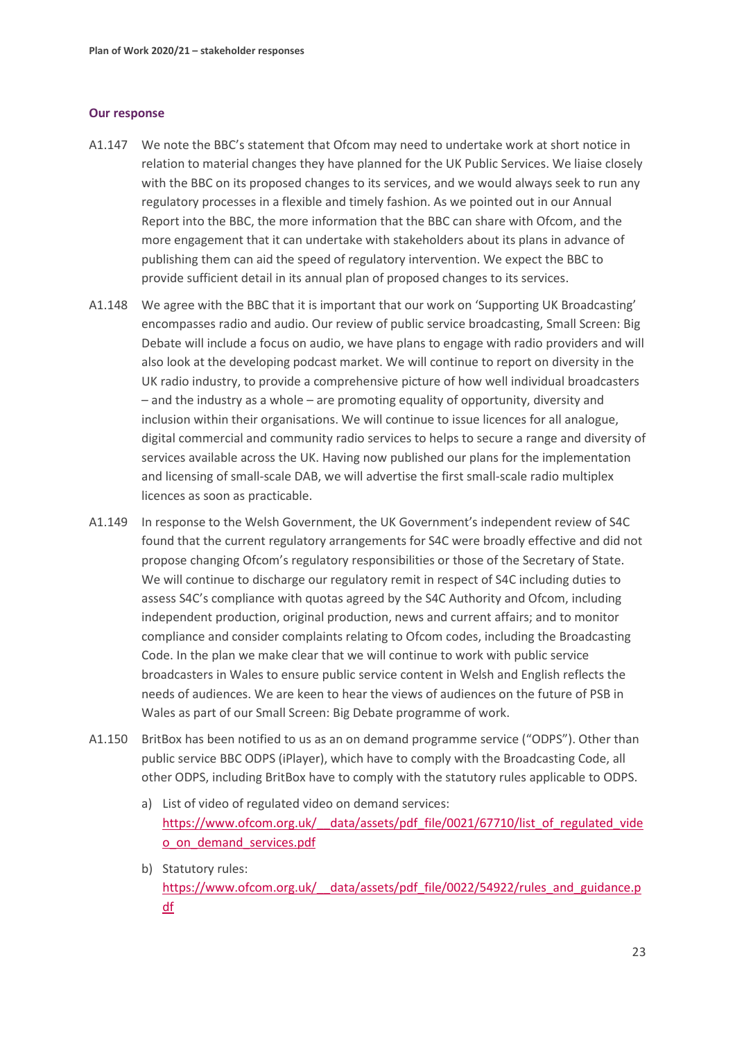### Our response

A1.147 We note the BBC's statement that Ofcom may need to undertake work at short notice in relation to material changes they have planned for the UK Public Services. We liaise closely with the BBC on its proposed changes to its services, and we would always seek to run any regulatory processes in a flexible and timely fashion. As we pointed out in our Annual Report into the BBC, the more information that the BBC can share with Ofcom, and the more engagement that it can undertake with stakeholders about its plans in advance of publishing them can aid the speed of regulatory intervention. We expect the BBC to provide sufficient detail in its annual plan of proposed changes to its services.

A1.148 We agree with the BBC that it is important that our work on 'Supporting UK Broadcasting' encompasses radio and audio. Our review of public service broadcasting, Small Screen: Big Debate will include a focus on audio, we have plans to engage with radio providers and will also look at the developing podcast market. We will continue to report on diversity in the UK radio industry, to provide a comprehensive picture of how well individual broadcasters – and the industry as a whole – are promoting equality of opportunity, diversity and inclusion within their organisations. We will continue to issue licences for all analogue, digital commercial and community radio services to helps to secure a range and diversity of services available across the UK. Having now published our plans for the implementation and licensing of small-scale DAB, we will advertise the first small-scale radio multiplex licences as soon as practicable.

A1.149 In response to the Welsh Government, the UK Government's independent review of S4C found that the current regulatory arrangements for S4C were broadly effective and did not propose changing Ofcom's regulatory responsibilities or those of the Secretary of State. We will continue to discharge our regulatory remit in respect of S4C including duties to assess S4C's compliance with quotas agreed by the S4C Authority and Ofcom, including independent production, original production, news and current affairs; and to monitor compliance and consider complaints relating to Ofcom codes, including the Broadcasting Code. In the plan we make clear that we will continue to work with public service broadcasters in Wales to ensure public service content in Welsh and English reflects the needs of audiences. We are keen to hear the views of audiences on the future of PSB in Wales as part of our Small Screen: Big Debate programme of work.

A1.150 BritBox has been notified to us as an on demand programme service ("ODPS"). Other than public service BBC ODPS (iPlayer), which have to comply with the Broadcasting Code, all other ODPS, including BritBox have to comply with the statutory rules applicable to ODPS.

a) List of video of regulated video on demand services: https://www.ofcom.org.uk/__data/assets/pdf_file/0021/67710/list_of_regulated_video_on_demand_services.pdf

b) Statutory rules: https://www.ofcom.org.uk/__data/assets/pdf_file/0022/54922/rules_and_guidance.pdf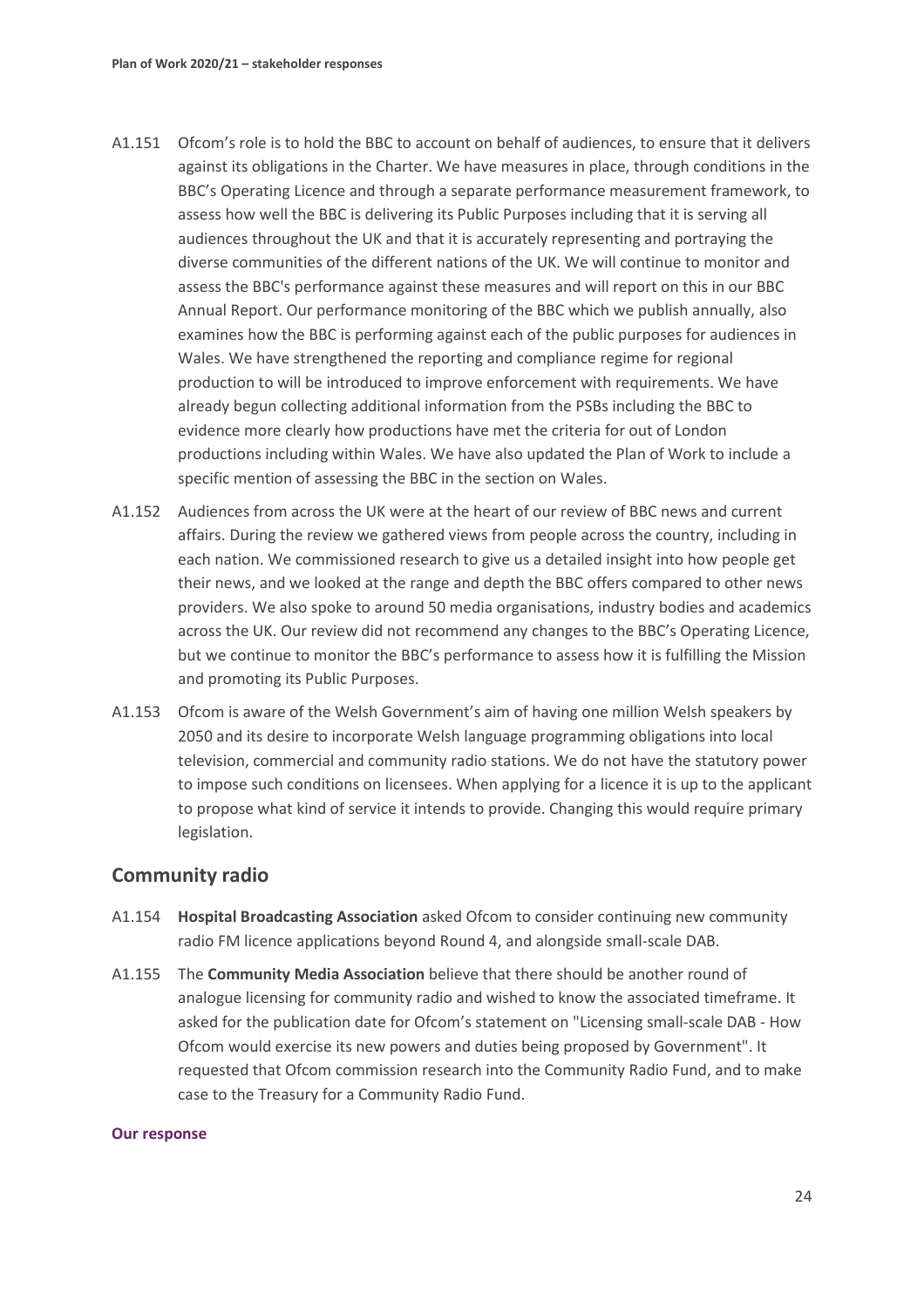A1.151 Ofcom's role is to hold the BBC to account on behalf of audiences, to ensure that it delivers against its obligations in the Charter. We have measures in place, through conditions in the BBC's Operating Licence and through a separate performance measurement framework, to assess how well the BBC is delivering its Public Purposes including that it is serving all audiences throughout the UK and that it is accurately representing and portraying the diverse communities of the different nations of the UK. We will continue to monitor and assess the BBC's performance against these measures and will report on this in our BBC Annual Report. Our performance monitoring of the BBC which we publish annually, also examines how the BBC is performing against each of the public purposes for audiences in Wales. We have strengthened the reporting and compliance regime for regional production to will be introduced to improve enforcement with requirements. We have already begun collecting additional information from the PSBs including the BBC to evidence more clearly how productions have met the criteria for out of London productions including within Wales. We have also updated the Plan of Work to include a specific mention of assessing the BBC in the section on Wales.

A1.152 Audiences from across the UK were at the heart of our review of BBC news and current affairs. During the review we gathered views from people across the country, including in each nation. We commissioned research to give us a detailed insight into how people get their news, and we looked at the range and depth the BBC offers compared to other news providers. We also spoke to around 50 media organisations, industry bodies and academics across the UK. Our review did not recommend any changes to the BBC's Operating Licence, but we continue to monitor the BBC's performance to assess how it is fulfilling the Mission and promoting its Public Purposes.

A1.153 Ofcom is aware of the Welsh Government's aim of having one million Welsh speakers by 2050 and its desire to incorporate Welsh language programming obligations into local television, commercial and community radio stations. We do not have the statutory power to impose such conditions on licensees. When applying for a licence it is up to the applicant to propose what kind of service it intends to provide. Changing this would require primary legislation.

## Community radio

A1.154 **Hospital Broadcasting Association** asked Ofcom to consider continuing new community radio FM licence applications beyond Round 4, and alongside small-scale DAB.

A1.155 The **Community Media Association** believe that there should be another round of analogue licensing for community radio and wished to know the associated timeframe. It asked for the publication date for Ofcom's statement on "Licensing small-scale DAB - How Ofcom would exercise its new powers and duties being proposed by Government". It requested that Ofcom commission research into the Community Radio Fund, and to make case to the Treasury for a Community Radio Fund.

#### Our response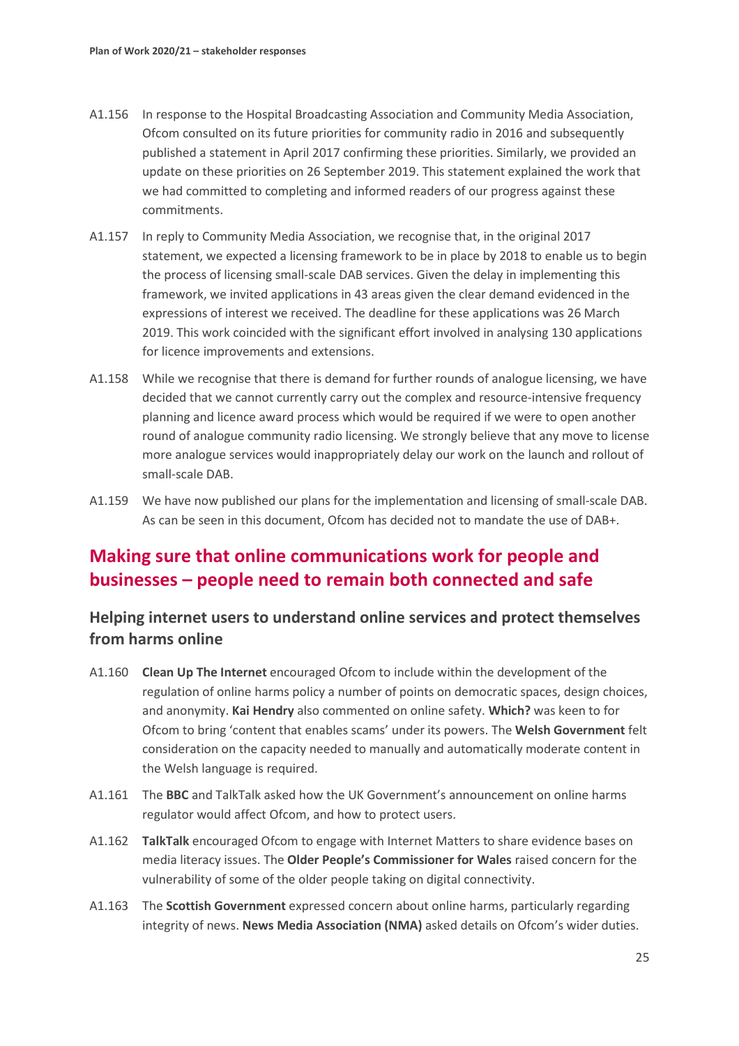A1.156 In response to the Hospital Broadcasting Association and Community Media Association, Ofcom consulted on its future priorities for community radio in 2016 and subsequently published a statement in April 2017 confirming these priorities. Similarly, we provided an update on these priorities on 26 September 2019. This statement explained the work that we had committed to completing and informed readers of our progress against these commitments.

A1.157 In reply to Community Media Association, we recognise that, in the original 2017 statement, we expected a licensing framework to be in place by 2018 to enable us to begin the process of licensing small-scale DAB services. Given the delay in implementing this framework, we invited applications in 43 areas given the clear demand evidenced in the expressions of interest we received. The deadline for these applications was 26 March 2019. This work coincided with the significant effort involved in analysing 130 applications for licence improvements and extensions.

A1.158 While we recognise that there is demand for further rounds of analogue licensing, we have decided that we cannot currently carry out the complex and resource-intensive frequency planning and licence award process which would be required if we were to open another round of analogue community radio licensing. We strongly believe that any move to license more analogue services would inappropriately delay our work on the launch and rollout of small-scale DAB.

A1.159 We have now published our plans for the implementation and licensing of small-scale DAB. As can be seen in this document, Ofcom has decided not to mandate the use of DAB+.

## Making sure that online communications work for people and businesses – people need to remain both connected and safe

### Helping internet users to understand online services and protect themselves from harms online

A1.160 **Clean Up The Internet** encouraged Ofcom to include within the development of the regulation of online harms policy a number of points on democratic spaces, design choices, and anonymity. **Kai Hendry** also commented on online safety. **Which?** was keen to for Ofcom to bring 'content that enables scams' under its powers. The **Welsh Government** felt consideration on the capacity needed to manually and automatically moderate content in the Welsh language is required.

A1.161 The **BBC** and TalkTalk asked how the UK Government's announcement on online harms regulator would affect Ofcom, and how to protect users.

A1.162 **TalkTalk** encouraged Ofcom to engage with Internet Matters to share evidence bases on media literacy issues. The **Older People's Commissioner for Wales** raised concern for the vulnerability of some of the older people taking on digital connectivity.

A1.163 The **Scottish Government** expressed concern about online harms, particularly regarding integrity of news. **News Media Association (NMA)** asked details on Ofcom's wider duties.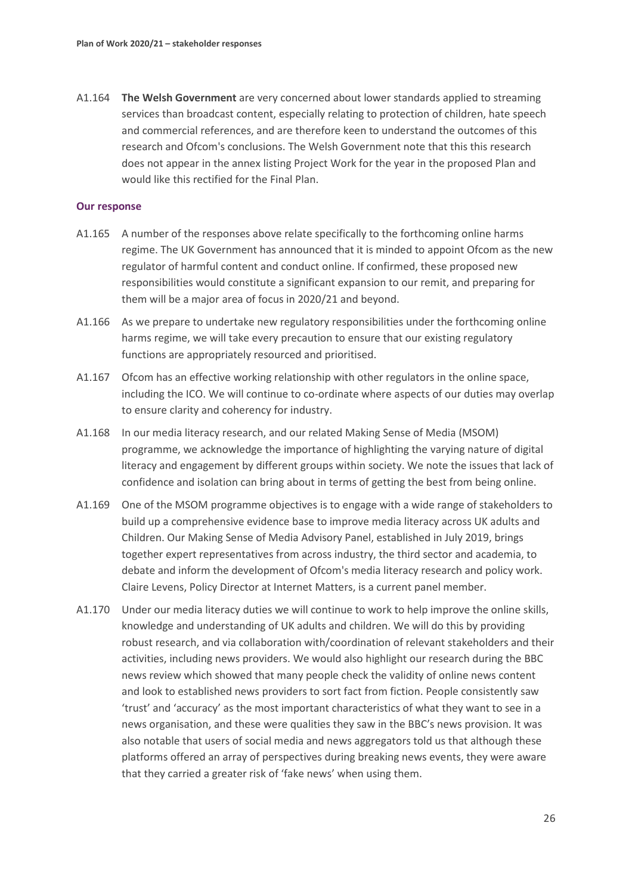A1.164 **The Welsh Government** are very concerned about lower standards applied to streaming services than broadcast content, especially relating to protection of children, hate speech and commercial references, and are therefore keen to understand the outcomes of this research and Ofcom's conclusions. The Welsh Government note that this this research does not appear in the annex listing Project Work for the year in the proposed Plan and would like this rectified for the Final Plan.

#### Our response

A1.165 A number of the responses above relate specifically to the forthcoming online harms regime. The UK Government has announced that it is minded to appoint Ofcom as the new regulator of harmful content and conduct online. If confirmed, these proposed new responsibilities would constitute a significant expansion to our remit, and preparing for them will be a major area of focus in 2020/21 and beyond.

A1.166 As we prepare to undertake new regulatory responsibilities under the forthcoming online harms regime, we will take every precaution to ensure that our existing regulatory functions are appropriately resourced and prioritised.

A1.167 Ofcom has an effective working relationship with other regulators in the online space, including the ICO. We will continue to co-ordinate where aspects of our duties may overlap to ensure clarity and coherency for industry.

A1.168 In our media literacy research, and our related Making Sense of Media (MSOM) programme, we acknowledge the importance of highlighting the varying nature of digital literacy and engagement by different groups within society. We note the issues that lack of confidence and isolation can bring about in terms of getting the best from being online.

A1.169 One of the MSOM programme objectives is to engage with a wide range of stakeholders to build up a comprehensive evidence base to improve media literacy across UK adults and Children. Our Making Sense of Media Advisory Panel, established in July 2019, brings together expert representatives from across industry, the third sector and academia, to debate and inform the development of Ofcom's media literacy research and policy work. Claire Levens, Policy Director at Internet Matters, is a current panel member.

A1.170 Under our media literacy duties we will continue to work to help improve the online skills, knowledge and understanding of UK adults and children. We will do this by providing robust research, and via collaboration with/coordination of relevant stakeholders and their activities, including news providers. We would also highlight our research during the BBC news review which showed that many people check the validity of online news content and look to established news providers to sort fact from fiction. People consistently saw 'trust' and 'accuracy' as the most important characteristics of what they want to see in a news organisation, and these were qualities they saw in the BBC's news provision. It was also notable that users of social media and news aggregators told us that although these platforms offered an array of perspectives during breaking news events, they were aware that they carried a greater risk of 'fake news' when using them.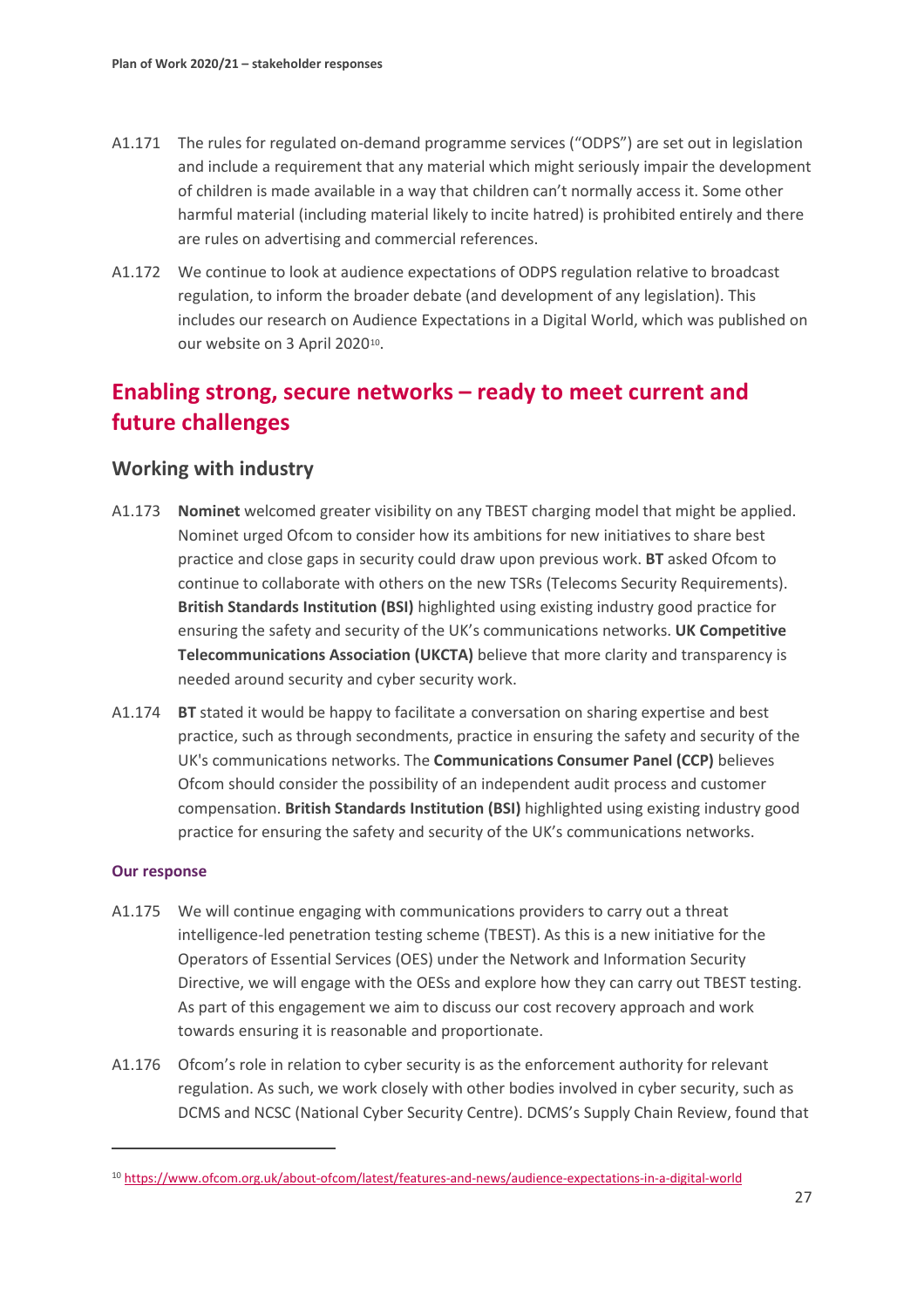A1.171 The rules for regulated on-demand programme services ("ODPS") are set out in legislation and include a requirement that any material which might seriously impair the development of children is made available in a way that children can't normally access it. Some other harmful material (including material likely to incite hatred) is prohibited entirely and there are rules on advertising and commercial references.

A1.172 We continue to look at audience expectations of ODPS regulation relative to broadcast regulation, to inform the broader debate (and development of any legislation). This includes our research on Audience Expectations in a Digital World, which was published on our website on 3 April 2020[10].

## Enabling strong, secure networks – ready to meet current and future challenges

### Working with industry

A1.173 **Nominet** welcomed greater visibility on any TBEST charging model that might be applied. Nominet urged Ofcom to consider how its ambitions for new initiatives to share best practice and close gaps in security could draw upon previous work. **BT** asked Ofcom to continue to collaborate with others on the new TSRs (Telecoms Security Requirements). **British Standards Institution (BSI)** highlighted using existing industry good practice for ensuring the safety and security of the UK's communications networks. **UK Competitive Telecommunications Association (UKCTA)** believe that more clarity and transparency is needed around security and cyber security work.

A1.174 **BT** stated it would be happy to facilitate a conversation on sharing expertise and best practice, such as through secondments, practice in ensuring the safety and security of the UK's communications networks. The **Communications Consumer Panel (CCP)** believes Ofcom should consider the possibility of an independent audit process and customer compensation. **British Standards Institution (BSI)** highlighted using existing industry good practice for ensuring the safety and security of the UK's communications networks.

#### Our response

A1.175 We will continue engaging with communications providers to carry out a threat intelligence-led penetration testing scheme (TBEST). As this is a new initiative for the Operators of Essential Services (OES) under the Network and Information Security Directive, we will engage with the OESs and explore how they can carry out TBEST testing. As part of this engagement we aim to discuss our cost recovery approach and work towards ensuring it is reasonable and proportionate.

A1.176 Ofcom's role in relation to cyber security is as the enforcement authority for relevant regulation. As such, we work closely with other bodies involved in cyber security, such as DCMS and NCSC (National Cyber Security Centre). DCMS's Supply Chain Review, found that

[10] https://www.ofcom.org.uk/about-ofcom/latest/features-and-news/audience-expectations-in-a-digital-world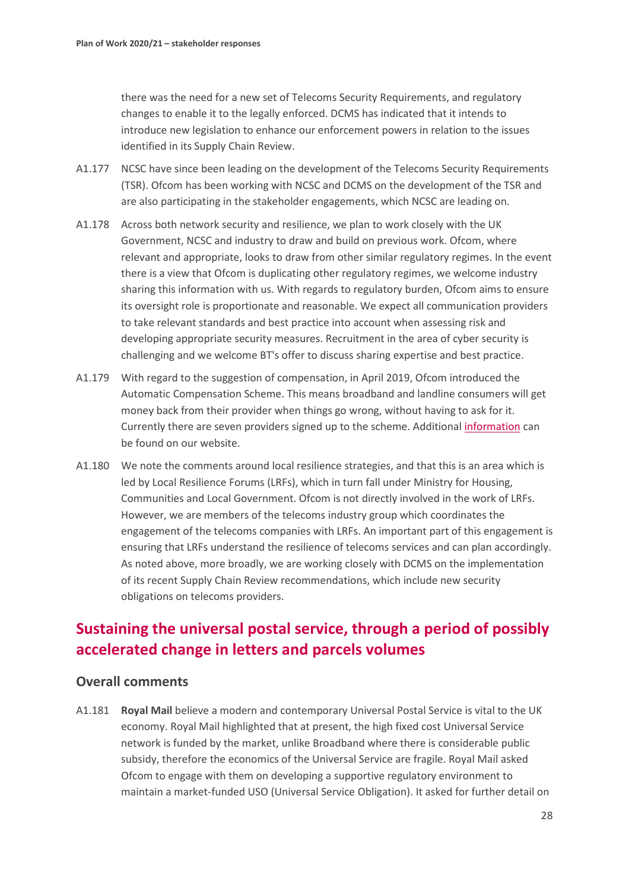there was the need for a new set of Telecoms Security Requirements, and regulatory changes to enable it to the legally enforced. DCMS has indicated that it intends to introduce new legislation to enhance our enforcement powers in relation to the issues identified in its Supply Chain Review.

A1.177 NCSC have since been leading on the development of the Telecoms Security Requirements (TSR). Ofcom has been working with NCSC and DCMS on the development of the TSR and are also participating in the stakeholder engagements, which NCSC are leading on.

A1.178 Across both network security and resilience, we plan to work closely with the UK Government, NCSC and industry to draw and build on previous work. Ofcom, where relevant and appropriate, looks to draw from other similar regulatory regimes. In the event there is a view that Ofcom is duplicating other regulatory regimes, we welcome industry sharing this information with us. With regards to regulatory burden, Ofcom aims to ensure its oversight role is proportionate and reasonable. We expect all communication providers to take relevant standards and best practice into account when assessing risk and developing appropriate security measures. Recruitment in the area of cyber security is challenging and we welcome BT's offer to discuss sharing expertise and best practice.

A1.179 With regard to the suggestion of compensation, in April 2019, Ofcom introduced the Automatic Compensation Scheme. This means broadband and landline consumers will get money back from their provider when things go wrong, without having to ask for it. Currently there are seven providers signed up to the scheme. Additional information can be found on our website.

A1.180 We note the comments around local resilience strategies, and that this is an area which is led by Local Resilience Forums (LRFs), which in turn fall under Ministry for Housing, Communities and Local Government. Ofcom is not directly involved in the work of LRFs. However, we are members of the telecoms industry group which coordinates the engagement of the telecoms companies with LRFs. An important part of this engagement is ensuring that LRFs understand the resilience of telecoms services and can plan accordingly. As noted above, more broadly, we are working closely with DCMS on the implementation of its recent Supply Chain Review recommendations, which include new security obligations on telecoms providers.

## Sustaining the universal postal service, through a period of possibly accelerated change in letters and parcels volumes

### Overall comments

A1.181 **Royal Mail** believe a modern and contemporary Universal Postal Service is vital to the UK economy. Royal Mail highlighted that at present, the high fixed cost Universal Service network is funded by the market, unlike Broadband where there is considerable public subsidy, therefore the economics of the Universal Service are fragile. Royal Mail asked Ofcom to engage with them on developing a supportive regulatory environment to maintain a market-funded USO (Universal Service Obligation). It asked for further detail on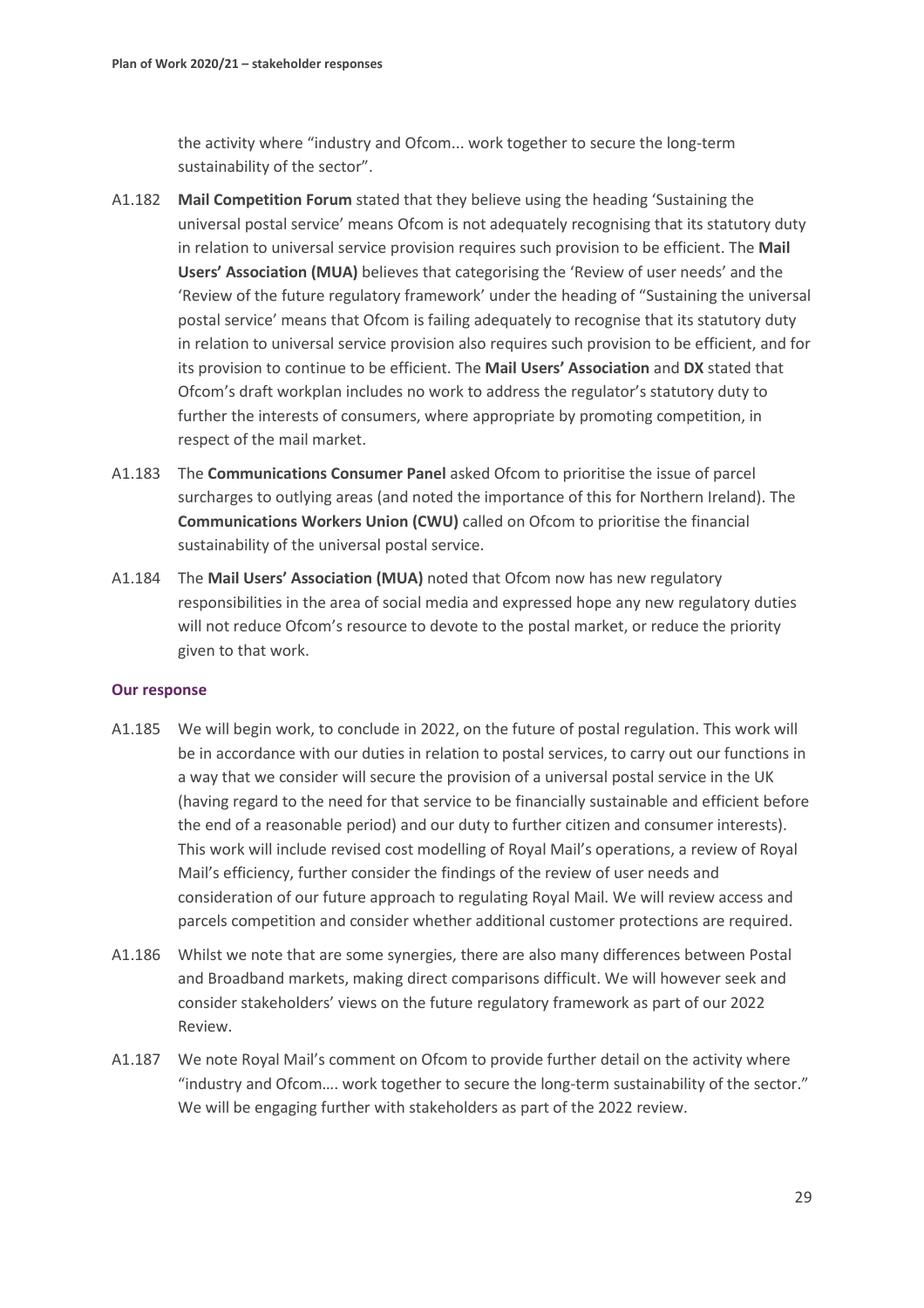the activity where "industry and Ofcom... work together to secure the long-term sustainability of the sector".

A1.182 **Mail Competition Forum** stated that they believe using the heading 'Sustaining the universal postal service' means Ofcom is not adequately recognising that its statutory duty in relation to universal service provision requires such provision to be efficient. The **Mail Users' Association (MUA)** believes that categorising the 'Review of user needs' and the 'Review of the future regulatory framework' under the heading of "Sustaining the universal postal service' means that Ofcom is failing adequately to recognise that its statutory duty in relation to universal service provision also requires such provision to be efficient, and for its provision to continue to be efficient. The **Mail Users' Association** and **DX** stated that Ofcom's draft workplan includes no work to address the regulator's statutory duty to further the interests of consumers, where appropriate by promoting competition, in respect of the mail market.

A1.183 The **Communications Consumer Panel** asked Ofcom to prioritise the issue of parcel surcharges to outlying areas (and noted the importance of this for Northern Ireland). The **Communications Workers Union (CWU)** called on Ofcom to prioritise the financial sustainability of the universal postal service.

A1.184 The **Mail Users' Association (MUA)** noted that Ofcom now has new regulatory responsibilities in the area of social media and expressed hope any new regulatory duties will not reduce Ofcom's resource to devote to the postal market, or reduce the priority given to that work.

### Our response

A1.185 We will begin work, to conclude in 2022, on the future of postal regulation. This work will be in accordance with our duties in relation to postal services, to carry out our functions in a way that we consider will secure the provision of a universal postal service in the UK (having regard to the need for that service to be financially sustainable and efficient before the end of a reasonable period) and our duty to further citizen and consumer interests). This work will include revised cost modelling of Royal Mail's operations, a review of Royal Mail's efficiency, further consider the findings of the review of user needs and consideration of our future approach to regulating Royal Mail. We will review access and parcels competition and consider whether additional customer protections are required.

A1.186 Whilst we note that are some synergies, there are also many differences between Postal and Broadband markets, making direct comparisons difficult. We will however seek and consider stakeholders' views on the future regulatory framework as part of our 2022 Review.

A1.187 We note Royal Mail's comment on Ofcom to provide further detail on the activity where "industry and Ofcom…. work together to secure the long-term sustainability of the sector." We will be engaging further with stakeholders as part of the 2022 review.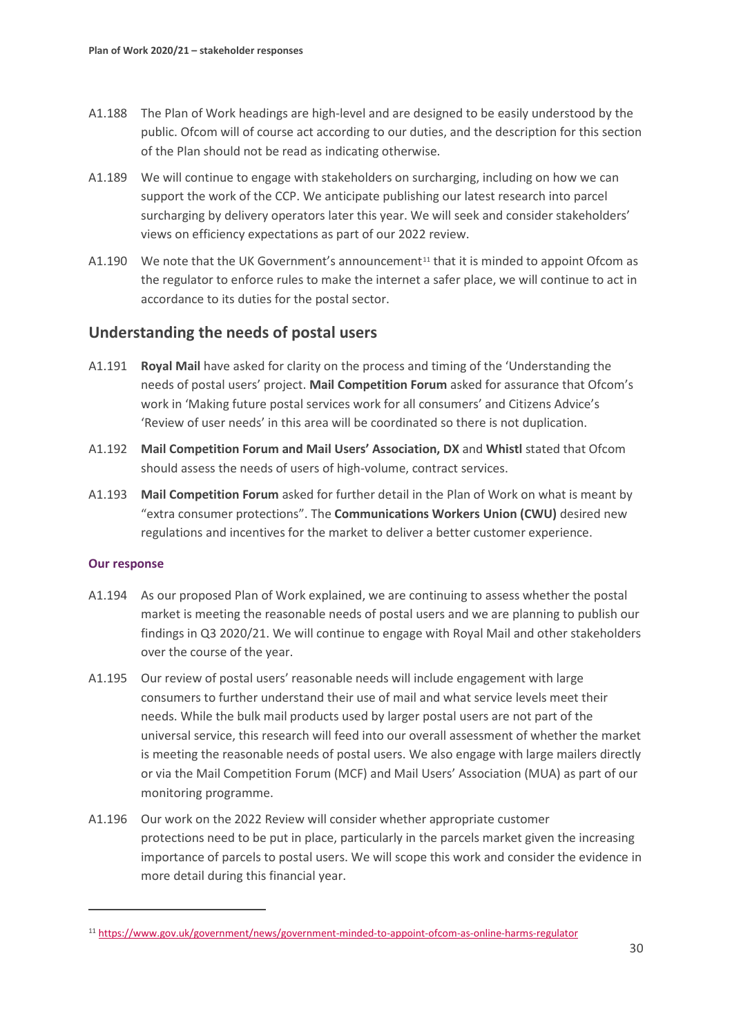A1.188 The Plan of Work headings are high-level and are designed to be easily understood by the public. Ofcom will of course act according to our duties, and the description for this section of the Plan should not be read as indicating otherwise.

A1.189 We will continue to engage with stakeholders on surcharging, including on how we can support the work of the CCP. We anticipate publishing our latest research into parcel surcharging by delivery operators later this year. We will seek and consider stakeholders' views on efficiency expectations as part of our 2022 review.

A1.190 We note that the UK Government's announcement[11] that it is minded to appoint Ofcom as the regulator to enforce rules to make the internet a safer place, we will continue to act in accordance to its duties for the postal sector.

## Understanding the needs of postal users

A1.191 **Royal Mail** have asked for clarity on the process and timing of the 'Understanding the needs of postal users' project. **Mail Competition Forum** asked for assurance that Ofcom's work in 'Making future postal services work for all consumers' and Citizens Advice's 'Review of user needs' in this area will be coordinated so there is not duplication.

A1.192 **Mail Competition Forum and Mail Users' Association, DX** and **Whistl** stated that Ofcom should assess the needs of users of high-volume, contract services.

A1.193 **Mail Competition Forum** asked for further detail in the Plan of Work on what is meant by "extra consumer protections". The **Communications Workers Union (CWU)** desired new regulations and incentives for the market to deliver a better customer experience.

### Our response

A1.194 As our proposed Plan of Work explained, we are continuing to assess whether the postal market is meeting the reasonable needs of postal users and we are planning to publish our findings in Q3 2020/21. We will continue to engage with Royal Mail and other stakeholders over the course of the year.

A1.195 Our review of postal users' reasonable needs will include engagement with large consumers to further understand their use of mail and what service levels meet their needs. While the bulk mail products used by larger postal users are not part of the universal service, this research will feed into our overall assessment of whether the market is meeting the reasonable needs of postal users. We also engage with large mailers directly or via the Mail Competition Forum (MCF) and Mail Users' Association (MUA) as part of our monitoring programme.

A1.196 Our work on the 2022 Review will consider whether appropriate customer protections need to be put in place, particularly in the parcels market given the increasing importance of parcels to postal users. We will scope this work and consider the evidence in more detail during this financial year.

[11] https://www.gov.uk/government/news/government-minded-to-appoint-ofcom-as-online-harms-regulator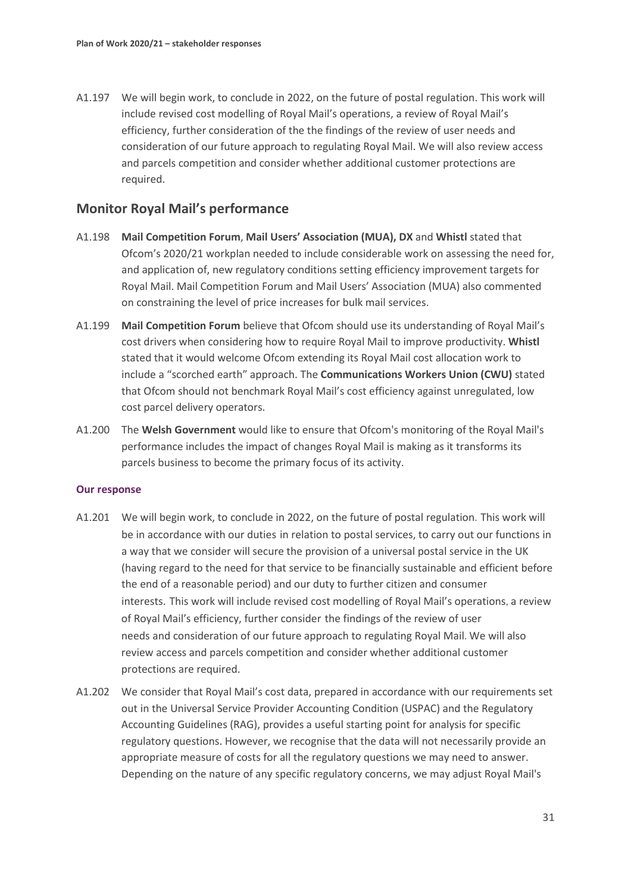A1.197 We will begin work, to conclude in 2022, on the future of postal regulation. This work will include revised cost modelling of Royal Mail's operations, a review of Royal Mail's efficiency, further consideration of the the findings of the review of user needs and consideration of our future approach to regulating Royal Mail. We will also review access and parcels competition and consider whether additional customer protections are required.

## Monitor Royal Mail's performance

A1.198 **Mail Competition Forum**, **Mail Users' Association (MUA), DX** and **Whistl** stated that Ofcom's 2020/21 workplan needed to include considerable work on assessing the need for, and application of, new regulatory conditions setting efficiency improvement targets for Royal Mail. Mail Competition Forum and Mail Users' Association (MUA) also commented on constraining the level of price increases for bulk mail services.

A1.199 **Mail Competition Forum** believe that Ofcom should use its understanding of Royal Mail's cost drivers when considering how to require Royal Mail to improve productivity. **Whistl** stated that it would welcome Ofcom extending its Royal Mail cost allocation work to include a "scorched earth" approach. The **Communications Workers Union (CWU)** stated that Ofcom should not benchmark Royal Mail's cost efficiency against unregulated, low cost parcel delivery operators.

A1.200 The **Welsh Government** would like to ensure that Ofcom's monitoring of the Royal Mail's performance includes the impact of changes Royal Mail is making as it transforms its parcels business to become the primary focus of its activity.

#### Our response

A1.201 We will begin work, to conclude in 2022, on the future of postal regulation. This work will be in accordance with our duties in relation to postal services, to carry out our functions in a way that we consider will secure the provision of a universal postal service in the UK (having regard to the need for that service to be financially sustainable and efficient before the end of a reasonable period) and our duty to further citizen and consumer interests. This work will include revised cost modelling of Royal Mail's operations, a review of Royal Mail's efficiency, further consider the findings of the review of user needs and consideration of our future approach to regulating Royal Mail. We will also review access and parcels competition and consider whether additional customer protections are required.

A1.202 We consider that Royal Mail's cost data, prepared in accordance with our requirements set out in the Universal Service Provider Accounting Condition (USPAC) and the Regulatory Accounting Guidelines (RAG), provides a useful starting point for analysis for specific regulatory questions. However, we recognise that the data will not necessarily provide an appropriate measure of costs for all the regulatory questions we may need to answer. Depending on the nature of any specific regulatory concerns, we may adjust Royal Mail's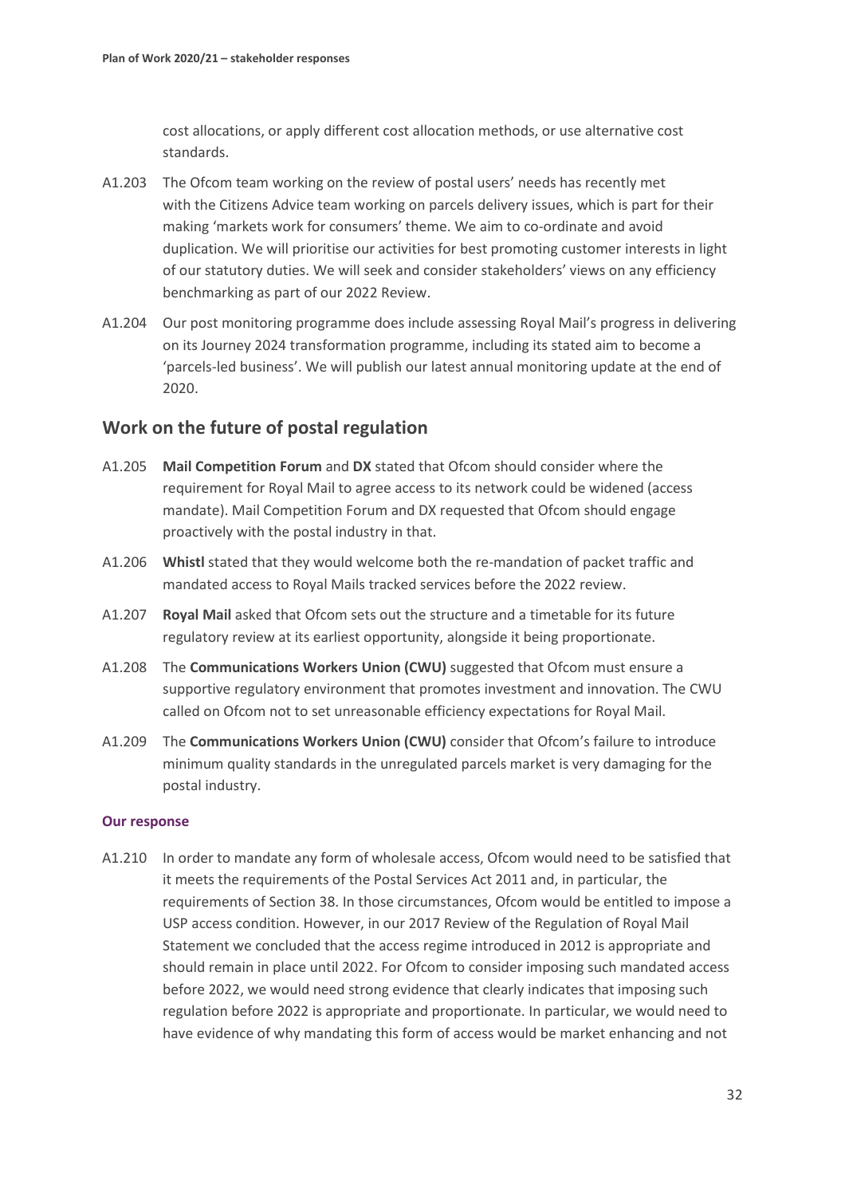cost allocations, or apply different cost allocation methods, or use alternative cost standards.

A1.203 The Ofcom team working on the review of postal users' needs has recently met with the Citizens Advice team working on parcels delivery issues, which is part for their making 'markets work for consumers' theme. We aim to co-ordinate and avoid duplication. We will prioritise our activities for best promoting customer interests in light of our statutory duties. We will seek and consider stakeholders' views on any efficiency benchmarking as part of our 2022 Review.

A1.204 Our post monitoring programme does include assessing Royal Mail's progress in delivering on its Journey 2024 transformation programme, including its stated aim to become a 'parcels-led business'. We will publish our latest annual monitoring update at the end of 2020.

## Work on the future of postal regulation

A1.205 **Mail Competition Forum** and **DX** stated that Ofcom should consider where the requirement for Royal Mail to agree access to its network could be widened (access mandate). Mail Competition Forum and DX requested that Ofcom should engage proactively with the postal industry in that.

A1.206 **Whistl** stated that they would welcome both the re-mandation of packet traffic and mandated access to Royal Mails tracked services before the 2022 review.

A1.207 **Royal Mail** asked that Ofcom sets out the structure and a timetable for its future regulatory review at its earliest opportunity, alongside it being proportionate.

A1.208 The **Communications Workers Union (CWU)** suggested that Ofcom must ensure a supportive regulatory environment that promotes investment and innovation. The CWU called on Ofcom not to set unreasonable efficiency expectations for Royal Mail.

A1.209 The **Communications Workers Union (CWU)** consider that Ofcom's failure to introduce minimum quality standards in the unregulated parcels market is very damaging for the postal industry.

#### Our response

A1.210 In order to mandate any form of wholesale access, Ofcom would need to be satisfied that it meets the requirements of the Postal Services Act 2011 and, in particular, the requirements of Section 38. In those circumstances, Ofcom would be entitled to impose a USP access condition. However, in our 2017 Review of the Regulation of Royal Mail Statement we concluded that the access regime introduced in 2012 is appropriate and should remain in place until 2022. For Ofcom to consider imposing such mandated access before 2022, we would need strong evidence that clearly indicates that imposing such regulation before 2022 is appropriate and proportionate. In particular, we would need to have evidence of why mandating this form of access would be market enhancing and not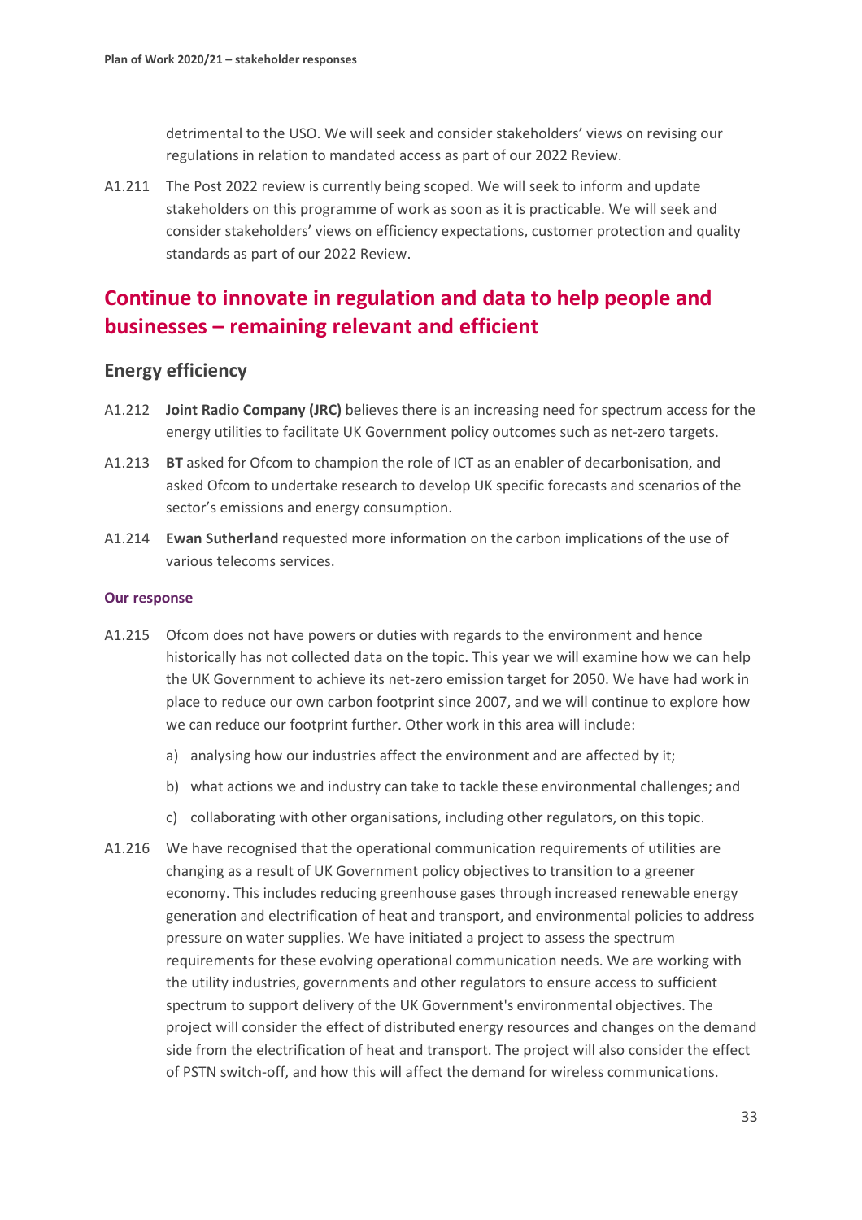detrimental to the USO. We will seek and consider stakeholders' views on revising our regulations in relation to mandated access as part of our 2022 Review.

A1.211 The Post 2022 review is currently being scoped. We will seek to inform and update stakeholders on this programme of work as soon as it is practicable. We will seek and consider stakeholders' views on efficiency expectations, customer protection and quality standards as part of our 2022 Review.

## Continue to innovate in regulation and data to help people and businesses – remaining relevant and efficient

### Energy efficiency

A1.212 **Joint Radio Company (JRC)** believes there is an increasing need for spectrum access for the energy utilities to facilitate UK Government policy outcomes such as net-zero targets.

A1.213 **BT** asked for Ofcom to champion the role of ICT as an enabler of decarbonisation, and asked Ofcom to undertake research to develop UK specific forecasts and scenarios of the sector's emissions and energy consumption.

A1.214 **Ewan Sutherland** requested more information on the carbon implications of the use of various telecoms services.

#### Our response

A1.215 Ofcom does not have powers or duties with regards to the environment and hence historically has not collected data on the topic. This year we will examine how we can help the UK Government to achieve its net-zero emission target for 2050. We have had work in place to reduce our own carbon footprint since 2007, and we will continue to explore how we can reduce our footprint further. Other work in this area will include:

a) analysing how our industries affect the environment and are affected by it;

b) what actions we and industry can take to tackle these environmental challenges; and

c) collaborating with other organisations, including other regulators, on this topic.

A1.216 We have recognised that the operational communication requirements of utilities are changing as a result of UK Government policy objectives to transition to a greener economy. This includes reducing greenhouse gases through increased renewable energy generation and electrification of heat and transport, and environmental policies to address pressure on water supplies. We have initiated a project to assess the spectrum requirements for these evolving operational communication needs. We are working with the utility industries, governments and other regulators to ensure access to sufficient spectrum to support delivery of the UK Government's environmental objectives. The project will consider the effect of distributed energy resources and changes on the demand side from the electrification of heat and transport. The project will also consider the effect of PSTN switch-off, and how this will affect the demand for wireless communications.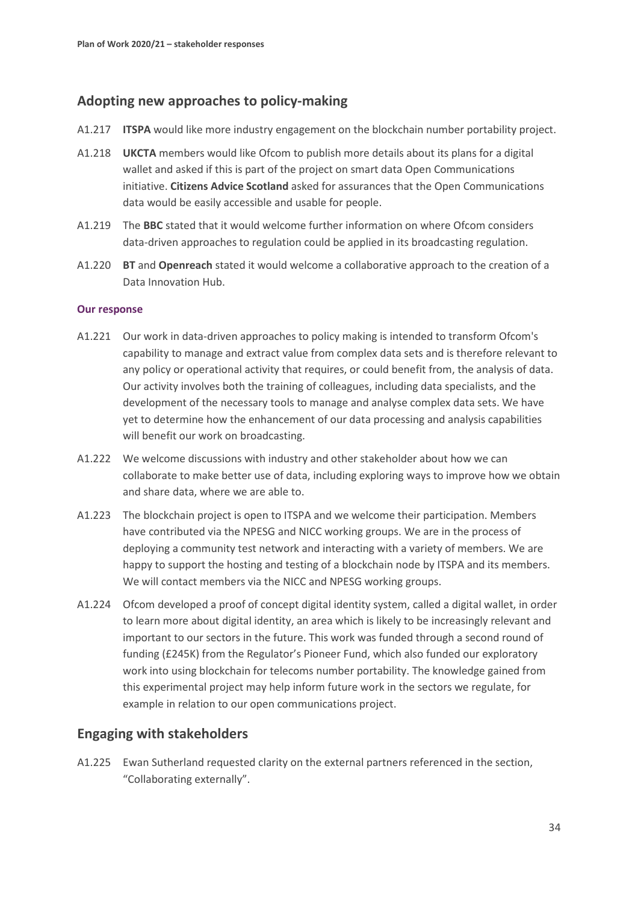## Adopting new approaches to policy-making

A1.217 **ITSPA** would like more industry engagement on the blockchain number portability project.

A1.218 **UKCTA** members would like Ofcom to publish more details about its plans for a digital wallet and asked if this is part of the project on smart data Open Communications initiative. **Citizens Advice Scotland** asked for assurances that the Open Communications data would be easily accessible and usable for people.

A1.219 The **BBC** stated that it would welcome further information on where Ofcom considers data-driven approaches to regulation could be applied in its broadcasting regulation.

A1.220 **BT** and **Openreach** stated it would welcome a collaborative approach to the creation of a Data Innovation Hub.

#### Our response

A1.221 Our work in data-driven approaches to policy making is intended to transform Ofcom's capability to manage and extract value from complex data sets and is therefore relevant to any policy or operational activity that requires, or could benefit from, the analysis of data. Our activity involves both the training of colleagues, including data specialists, and the development of the necessary tools to manage and analyse complex data sets. We have yet to determine how the enhancement of our data processing and analysis capabilities will benefit our work on broadcasting.

A1.222 We welcome discussions with industry and other stakeholder about how we can collaborate to make better use of data, including exploring ways to improve how we obtain and share data, where we are able to.

A1.223 The blockchain project is open to ITSPA and we welcome their participation. Members have contributed via the NPESG and NICC working groups. We are in the process of deploying a community test network and interacting with a variety of members. We are happy to support the hosting and testing of a blockchain node by ITSPA and its members. We will contact members via the NICC and NPESG working groups.

A1.224 Ofcom developed a proof of concept digital identity system, called a digital wallet, in order to learn more about digital identity, an area which is likely to be increasingly relevant and important to our sectors in the future. This work was funded through a second round of funding (£245K) from the Regulator's Pioneer Fund, which also funded our exploratory work into using blockchain for telecoms number portability. The knowledge gained from this experimental project may help inform future work in the sectors we regulate, for example in relation to our open communications project.

## Engaging with stakeholders

A1.225 Ewan Sutherland requested clarity on the external partners referenced in the section, "Collaborating externally".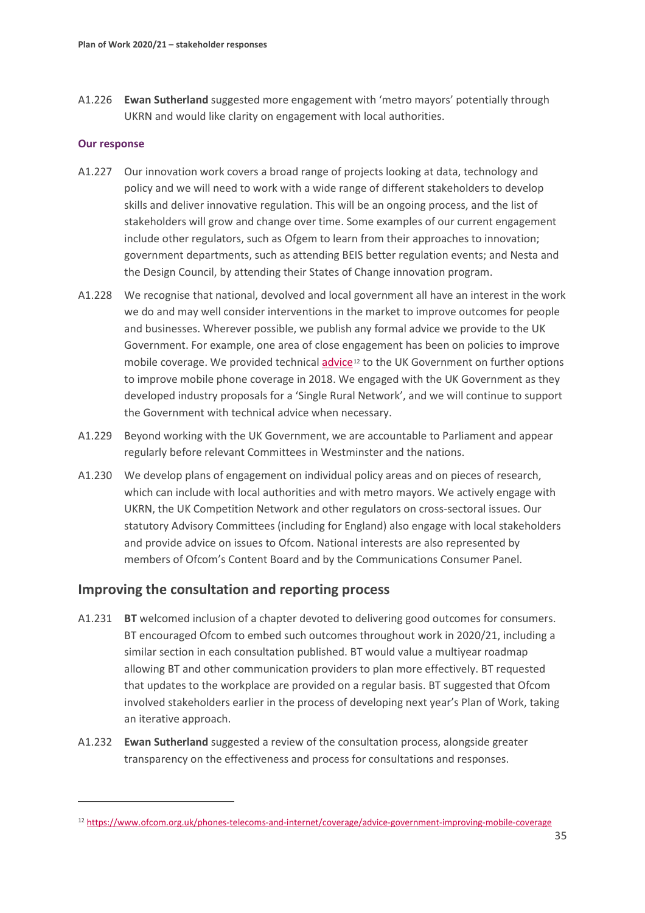A1.226 **Ewan Sutherland** suggested more engagement with 'metro mayors' potentially through UKRN and would like clarity on engagement with local authorities.

**Our response**

A1.227 Our innovation work covers a broad range of projects looking at data, technology and policy and we will need to work with a wide range of different stakeholders to develop skills and deliver innovative regulation. This will be an ongoing process, and the list of stakeholders will grow and change over time. Some examples of our current engagement include other regulators, such as Ofgem to learn from their approaches to innovation; government departments, such as attending BEIS better regulation events; and Nesta and the Design Council, by attending their States of Change innovation program.

A1.228 We recognise that national, devolved and local government all have an interest in the work we do and may well consider interventions in the market to improve outcomes for people and businesses. Wherever possible, we publish any formal advice we provide to the UK Government. For example, one area of close engagement has been on policies to improve mobile coverage. We provided technical advice[12] to the UK Government on further options to improve mobile phone coverage in 2018. We engaged with the UK Government as they developed industry proposals for a 'Single Rural Network', and we will continue to support the Government with technical advice when necessary.

A1.229 Beyond working with the UK Government, we are accountable to Parliament and appear regularly before relevant Committees in Westminster and the nations.

A1.230 We develop plans of engagement on individual policy areas and on pieces of research, which can include with local authorities and with metro mayors. We actively engage with UKRN, the UK Competition Network and other regulators on cross-sectoral issues. Our statutory Advisory Committees (including for England) also engage with local stakeholders and provide advice on issues to Ofcom. National interests are also represented by members of Ofcom's Content Board and by the Communications Consumer Panel.

## Improving the consultation and reporting process

A1.231 **BT** welcomed inclusion of a chapter devoted to delivering good outcomes for consumers. BT encouraged Ofcom to embed such outcomes throughout work in 2020/21, including a similar section in each consultation published. BT would value a multiyear roadmap allowing BT and other communication providers to plan more effectively. BT requested that updates to the workplace are provided on a regular basis. BT suggested that Ofcom involved stakeholders earlier in the process of developing next year's Plan of Work, taking an iterative approach.

A1.232 **Ewan Sutherland** suggested a review of the consultation process, alongside greater transparency on the effectiveness and process for consultations and responses.

[12] https://www.ofcom.org.uk/phones-telecoms-and-internet/coverage/advice-government-improving-mobile-coverage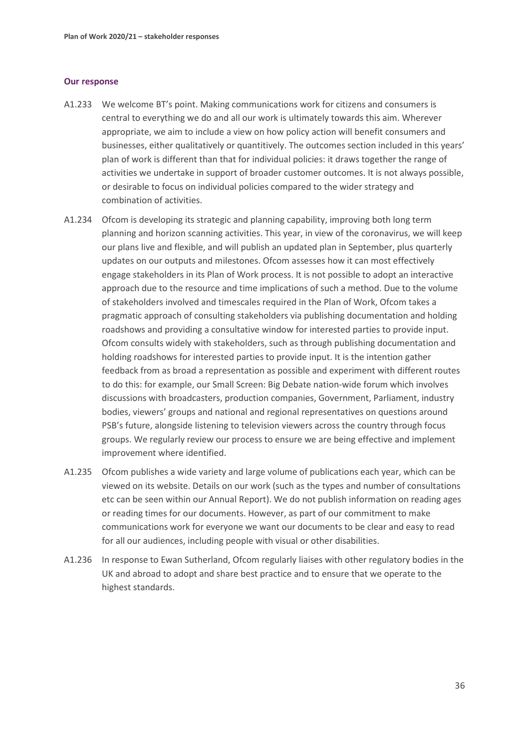### Our response

A1.233 We welcome BT's point. Making communications work for citizens and consumers is central to everything we do and all our work is ultimately towards this aim. Wherever appropriate, we aim to include a view on how policy action will benefit consumers and businesses, either qualitatively or quantitively. The outcomes section included in this years' plan of work is different than that for individual policies: it draws together the range of activities we undertake in support of broader customer outcomes. It is not always possible, or desirable to focus on individual policies compared to the wider strategy and combination of activities.

A1.234 Ofcom is developing its strategic and planning capability, improving both long term planning and horizon scanning activities. This year, in view of the coronavirus, we will keep our plans live and flexible, and will publish an updated plan in September, plus quarterly updates on our outputs and milestones. Ofcom assesses how it can most effectively engage stakeholders in its Plan of Work process. It is not possible to adopt an interactive approach due to the resource and time implications of such a method. Due to the volume of stakeholders involved and timescales required in the Plan of Work, Ofcom takes a pragmatic approach of consulting stakeholders via publishing documentation and holding roadshows and providing a consultative window for interested parties to provide input. Ofcom consults widely with stakeholders, such as through publishing documentation and holding roadshows for interested parties to provide input. It is the intention gather feedback from as broad a representation as possible and experiment with different routes to do this: for example, our Small Screen: Big Debate nation-wide forum which involves discussions with broadcasters, production companies, Government, Parliament, industry bodies, viewers' groups and national and regional representatives on questions around PSB's future, alongside listening to television viewers across the country through focus groups. We regularly review our process to ensure we are being effective and implement improvement where identified.

A1.235 Ofcom publishes a wide variety and large volume of publications each year, which can be viewed on its website. Details on our work (such as the types and number of consultations etc can be seen within our Annual Report). We do not publish information on reading ages or reading times for our documents. However, as part of our commitment to make communications work for everyone we want our documents to be clear and easy to read for all our audiences, including people with visual or other disabilities.

A1.236 In response to Ewan Sutherland, Ofcom regularly liaises with other regulatory bodies in the UK and abroad to adopt and share best practice and to ensure that we operate to the highest standards.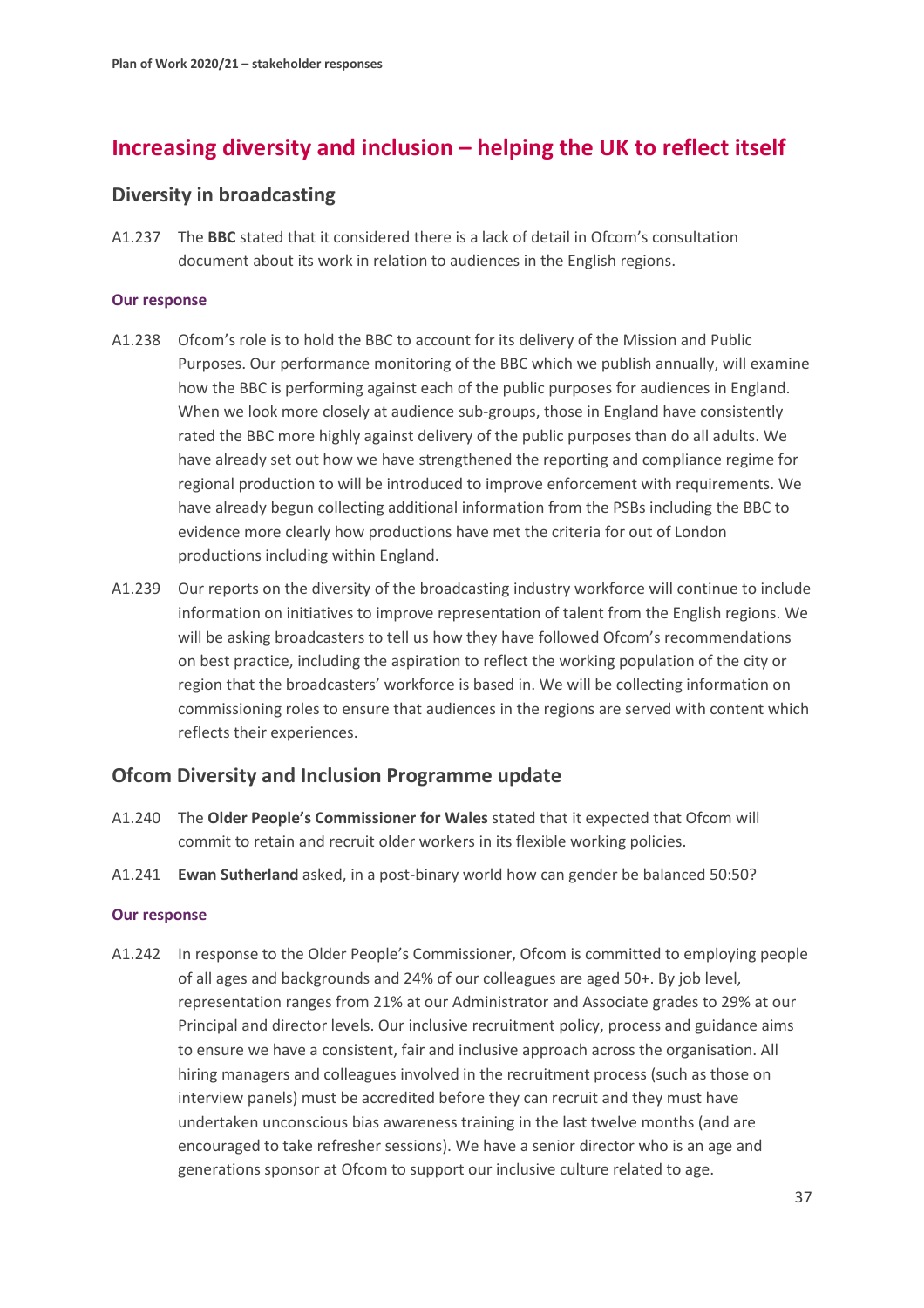## Increasing diversity and inclusion – helping the UK to reflect itself

### Diversity in broadcasting

A1.237 The **BBC** stated that it considered there is a lack of detail in Ofcom's consultation document about its work in relation to audiences in the English regions.

#### Our response

A1.238 Ofcom's role is to hold the BBC to account for its delivery of the Mission and Public Purposes. Our performance monitoring of the BBC which we publish annually, will examine how the BBC is performing against each of the public purposes for audiences in England. When we look more closely at audience sub-groups, those in England have consistently rated the BBC more highly against delivery of the public purposes than do all adults. We have already set out how we have strengthened the reporting and compliance regime for regional production to will be introduced to improve enforcement with requirements. We have already begun collecting additional information from the PSBs including the BBC to evidence more clearly how productions have met the criteria for out of London productions including within England.

A1.239 Our reports on the diversity of the broadcasting industry workforce will continue to include information on initiatives to improve representation of talent from the English regions. We will be asking broadcasters to tell us how they have followed Ofcom's recommendations on best practice, including the aspiration to reflect the working population of the city or region that the broadcasters' workforce is based in. We will be collecting information on commissioning roles to ensure that audiences in the regions are served with content which reflects their experiences.

### Ofcom Diversity and Inclusion Programme update

A1.240 The **Older People's Commissioner for Wales** stated that it expected that Ofcom will commit to retain and recruit older workers in its flexible working policies.

A1.241 **Ewan Sutherland** asked, in a post-binary world how can gender be balanced 50:50?

#### Our response

A1.242 In response to the Older People's Commissioner, Ofcom is committed to employing people of all ages and backgrounds and 24% of our colleagues are aged 50+. By job level, representation ranges from 21% at our Administrator and Associate grades to 29% at our Principal and director levels. Our inclusive recruitment policy, process and guidance aims to ensure we have a consistent, fair and inclusive approach across the organisation. All hiring managers and colleagues involved in the recruitment process (such as those on interview panels) must be accredited before they can recruit and they must have undertaken unconscious bias awareness training in the last twelve months (and are encouraged to take refresher sessions). We have a senior director who is an age and generations sponsor at Ofcom to support our inclusive culture related to age.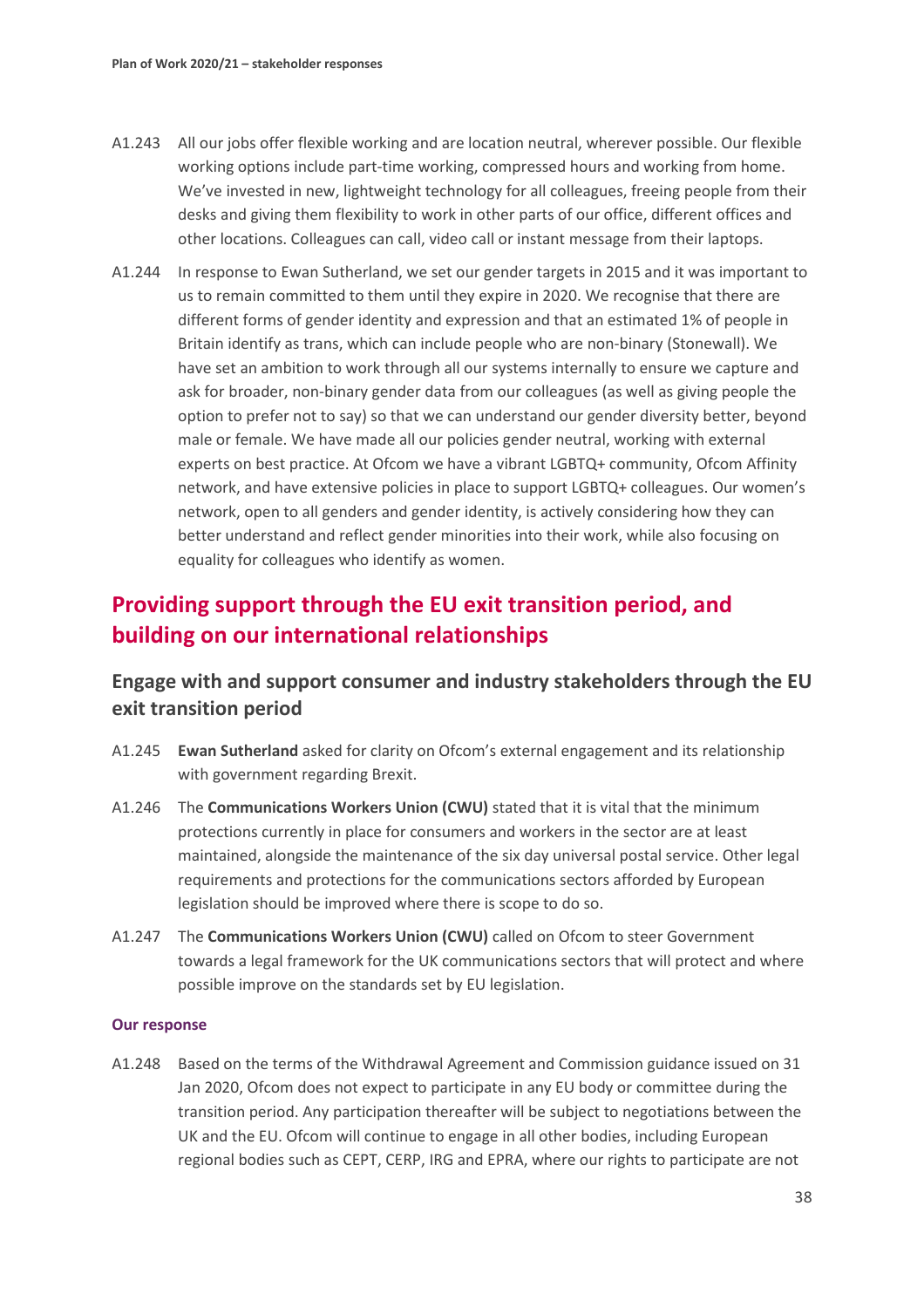A1.243 All our jobs offer flexible working and are location neutral, wherever possible. Our flexible working options include part-time working, compressed hours and working from home. We've invested in new, lightweight technology for all colleagues, freeing people from their desks and giving them flexibility to work in other parts of our office, different offices and other locations. Colleagues can call, video call or instant message from their laptops.

A1.244 In response to Ewan Sutherland, we set our gender targets in 2015 and it was important to us to remain committed to them until they expire in 2020. We recognise that there are different forms of gender identity and expression and that an estimated 1% of people in Britain identify as trans, which can include people who are non-binary (Stonewall). We have set an ambition to work through all our systems internally to ensure we capture and ask for broader, non-binary gender data from our colleagues (as well as giving people the option to prefer not to say) so that we can understand our gender diversity better, beyond male or female. We have made all our policies gender neutral, working with external experts on best practice. At Ofcom we have a vibrant LGBTQ+ community, Ofcom Affinity network, and have extensive policies in place to support LGBTQ+ colleagues. Our women's network, open to all genders and gender identity, is actively considering how they can better understand and reflect gender minorities into their work, while also focusing on equality for colleagues who identify as women.

## Providing support through the EU exit transition period, and building on our international relationships

### Engage with and support consumer and industry stakeholders through the EU exit transition period

A1.245 **Ewan Sutherland** asked for clarity on Ofcom's external engagement and its relationship with government regarding Brexit.

A1.246 The **Communications Workers Union (CWU)** stated that it is vital that the minimum protections currently in place for consumers and workers in the sector are at least maintained, alongside the maintenance of the six day universal postal service. Other legal requirements and protections for the communications sectors afforded by European legislation should be improved where there is scope to do so.

A1.247 The **Communications Workers Union (CWU)** called on Ofcom to steer Government towards a legal framework for the UK communications sectors that will protect and where possible improve on the standards set by EU legislation.

#### Our response

A1.248 Based on the terms of the Withdrawal Agreement and Commission guidance issued on 31 Jan 2020, Ofcom does not expect to participate in any EU body or committee during the transition period. Any participation thereafter will be subject to negotiations between the UK and the EU. Ofcom will continue to engage in all other bodies, including European regional bodies such as CEPT, CERP, IRG and EPRA, where our rights to participate are not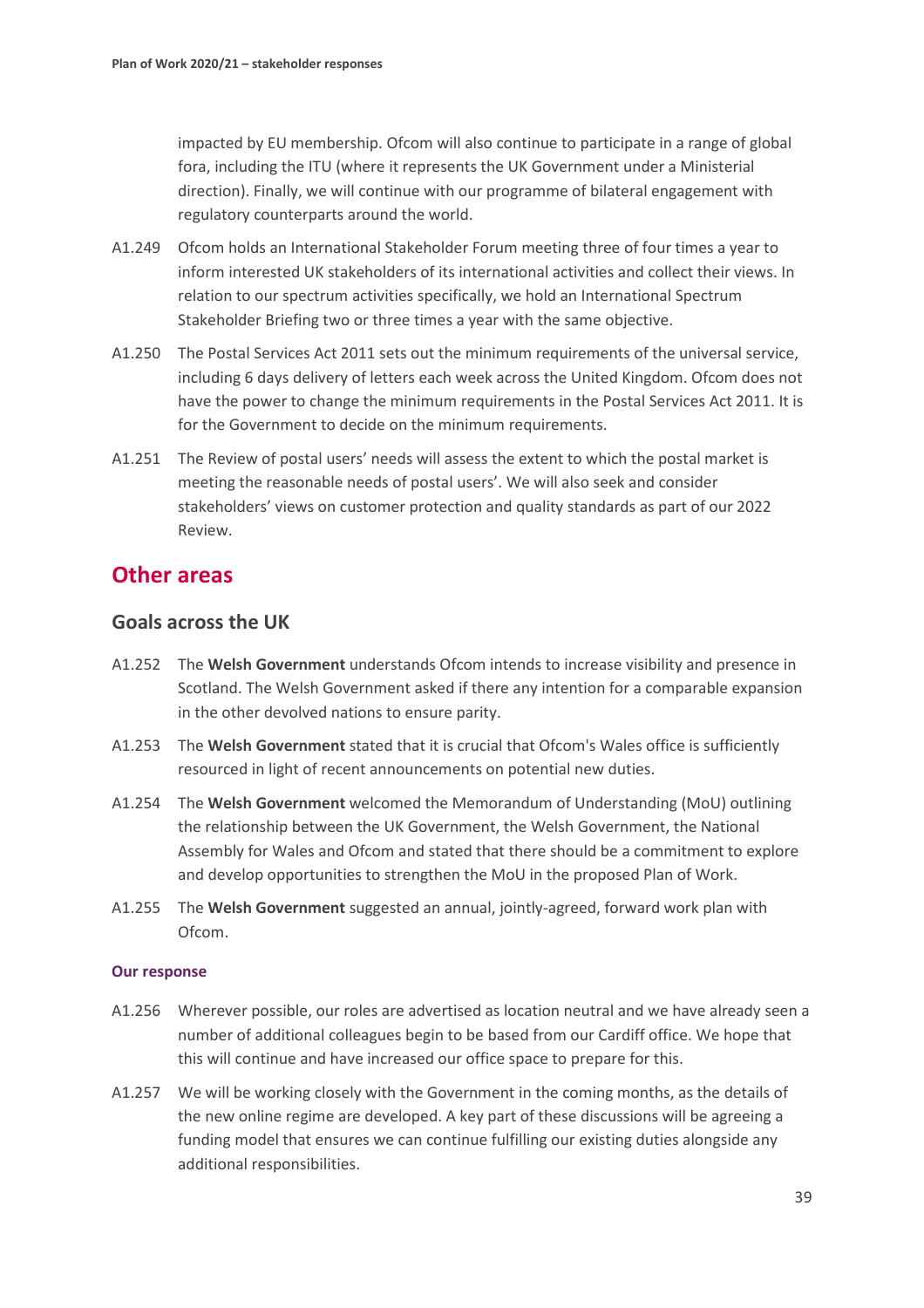impacted by EU membership. Ofcom will also continue to participate in a range of global fora, including the ITU (where it represents the UK Government under a Ministerial direction). Finally, we will continue with our programme of bilateral engagement with regulatory counterparts around the world.

A1.249 Ofcom holds an International Stakeholder Forum meeting three of four times a year to inform interested UK stakeholders of its international activities and collect their views. In relation to our spectrum activities specifically, we hold an International Spectrum Stakeholder Briefing two or three times a year with the same objective.

A1.250 The Postal Services Act 2011 sets out the minimum requirements of the universal service, including 6 days delivery of letters each week across the United Kingdom. Ofcom does not have the power to change the minimum requirements in the Postal Services Act 2011. It is for the Government to decide on the minimum requirements.

A1.251 The Review of postal users' needs will assess the extent to which the postal market is meeting the reasonable needs of postal users'. We will also seek and consider stakeholders' views on customer protection and quality standards as part of our 2022 Review.

# Other areas

## Goals across the UK

A1.252 The **Welsh Government** understands Ofcom intends to increase visibility and presence in Scotland. The Welsh Government asked if there any intention for a comparable expansion in the other devolved nations to ensure parity.

A1.253 The **Welsh Government** stated that it is crucial that Ofcom's Wales office is sufficiently resourced in light of recent announcements on potential new duties.

A1.254 The **Welsh Government** welcomed the Memorandum of Understanding (MoU) outlining the relationship between the UK Government, the Welsh Government, the National Assembly for Wales and Ofcom and stated that there should be a commitment to explore and develop opportunities to strengthen the MoU in the proposed Plan of Work.

A1.255 The **Welsh Government** suggested an annual, jointly-agreed, forward work plan with Ofcom.

#### Our response

A1.256 Wherever possible, our roles are advertised as location neutral and we have already seen a number of additional colleagues begin to be based from our Cardiff office. We hope that this will continue and have increased our office space to prepare for this.

A1.257 We will be working closely with the Government in the coming months, as the details of the new online regime are developed. A key part of these discussions will be agreeing a funding model that ensures we can continue fulfilling our existing duties alongside any additional responsibilities.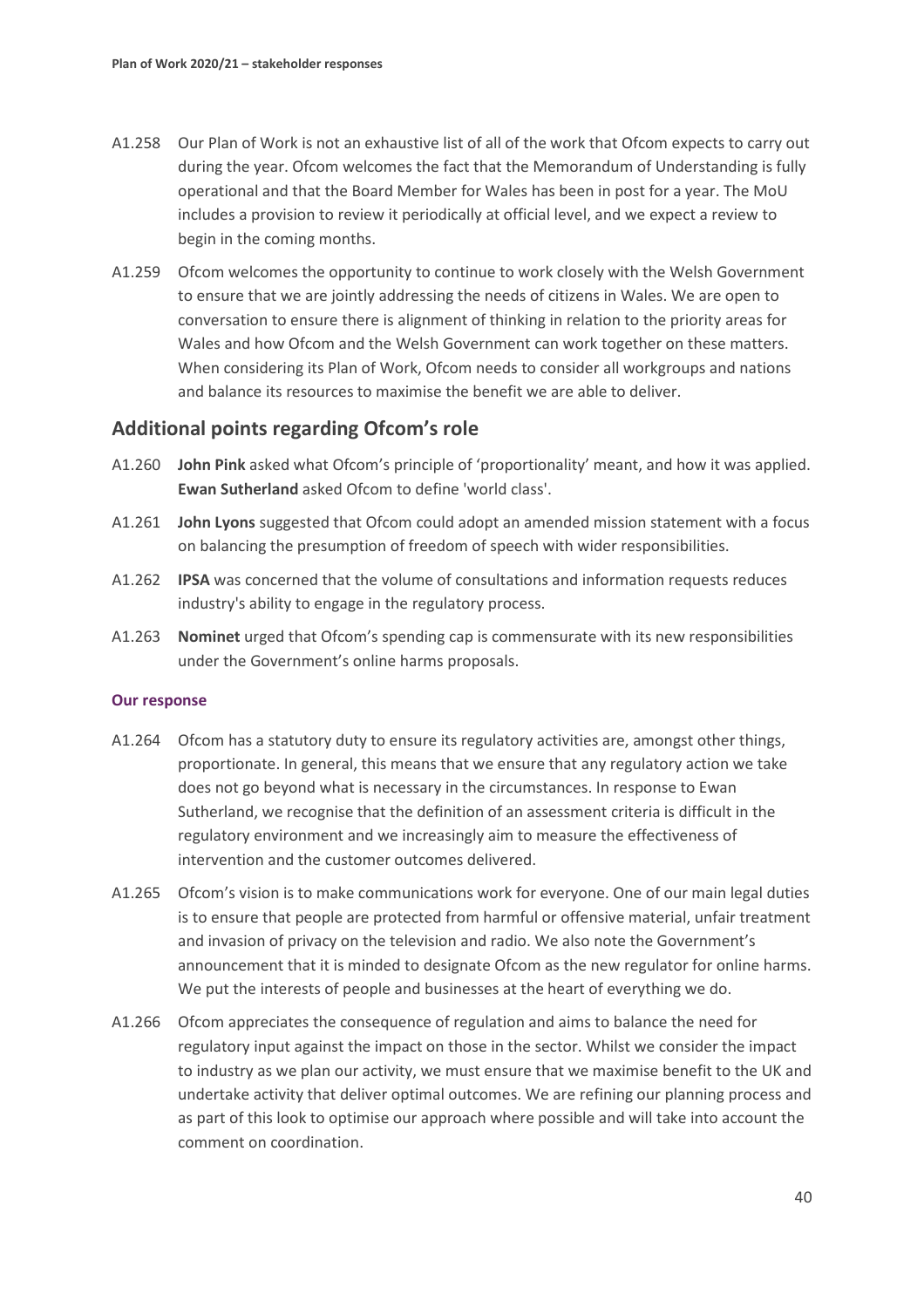A1.258 Our Plan of Work is not an exhaustive list of all of the work that Ofcom expects to carry out during the year. Ofcom welcomes the fact that the Memorandum of Understanding is fully operational and that the Board Member for Wales has been in post for a year. The MoU includes a provision to review it periodically at official level, and we expect a review to begin in the coming months.

A1.259 Ofcom welcomes the opportunity to continue to work closely with the Welsh Government to ensure that we are jointly addressing the needs of citizens in Wales. We are open to conversation to ensure there is alignment of thinking in relation to the priority areas for Wales and how Ofcom and the Welsh Government can work together on these matters. When considering its Plan of Work, Ofcom needs to consider all workgroups and nations and balance its resources to maximise the benefit we are able to deliver.

## Additional points regarding Ofcom's role

A1.260 **John Pink** asked what Ofcom's principle of 'proportionality' meant, and how it was applied. **Ewan Sutherland** asked Ofcom to define 'world class'.

A1.261 **John Lyons** suggested that Ofcom could adopt an amended mission statement with a focus on balancing the presumption of freedom of speech with wider responsibilities.

A1.262 **IPSA** was concerned that the volume of consultations and information requests reduces industry's ability to engage in the regulatory process.

A1.263 **Nominet** urged that Ofcom's spending cap is commensurate with its new responsibilities under the Government's online harms proposals.

#### Our response

A1.264 Ofcom has a statutory duty to ensure its regulatory activities are, amongst other things, proportionate. In general, this means that we ensure that any regulatory action we take does not go beyond what is necessary in the circumstances. In response to Ewan Sutherland, we recognise that the definition of an assessment criteria is difficult in the regulatory environment and we increasingly aim to measure the effectiveness of intervention and the customer outcomes delivered.

A1.265 Ofcom's vision is to make communications work for everyone. One of our main legal duties is to ensure that people are protected from harmful or offensive material, unfair treatment and invasion of privacy on the television and radio. We also note the Government's announcement that it is minded to designate Ofcom as the new regulator for online harms. We put the interests of people and businesses at the heart of everything we do.

A1.266 Ofcom appreciates the consequence of regulation and aims to balance the need for regulatory input against the impact on those in the sector. Whilst we consider the impact to industry as we plan our activity, we must ensure that we maximise benefit to the UK and undertake activity that deliver optimal outcomes. We are refining our planning process and as part of this look to optimise our approach where possible and will take into account the comment on coordination.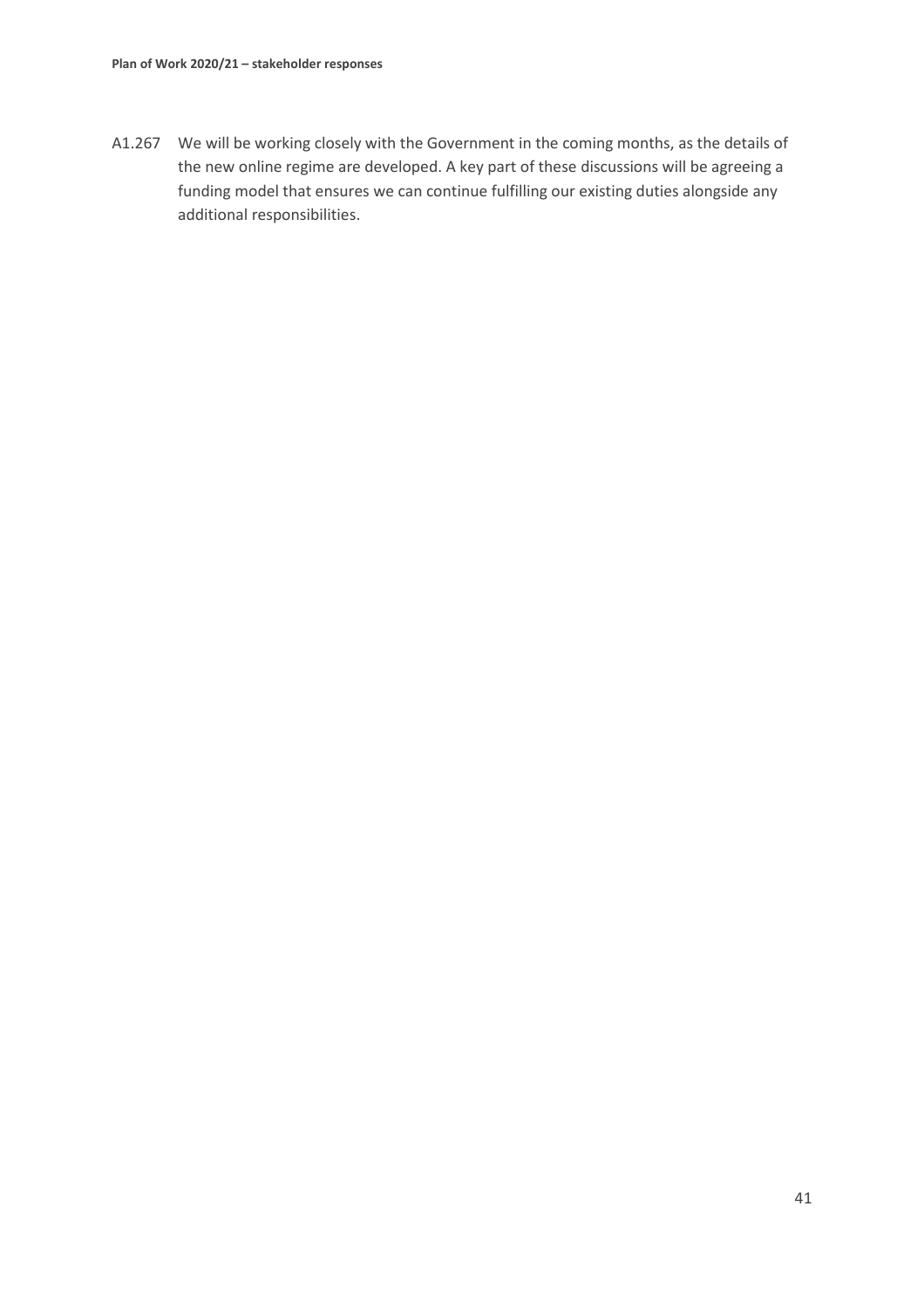A1.267 We will be working closely with the Government in the coming months, as the details of the new online regime are developed. A key part of these discussions will be agreeing a funding model that ensures we can continue fulfilling our existing duties alongside any additional responsibilities.